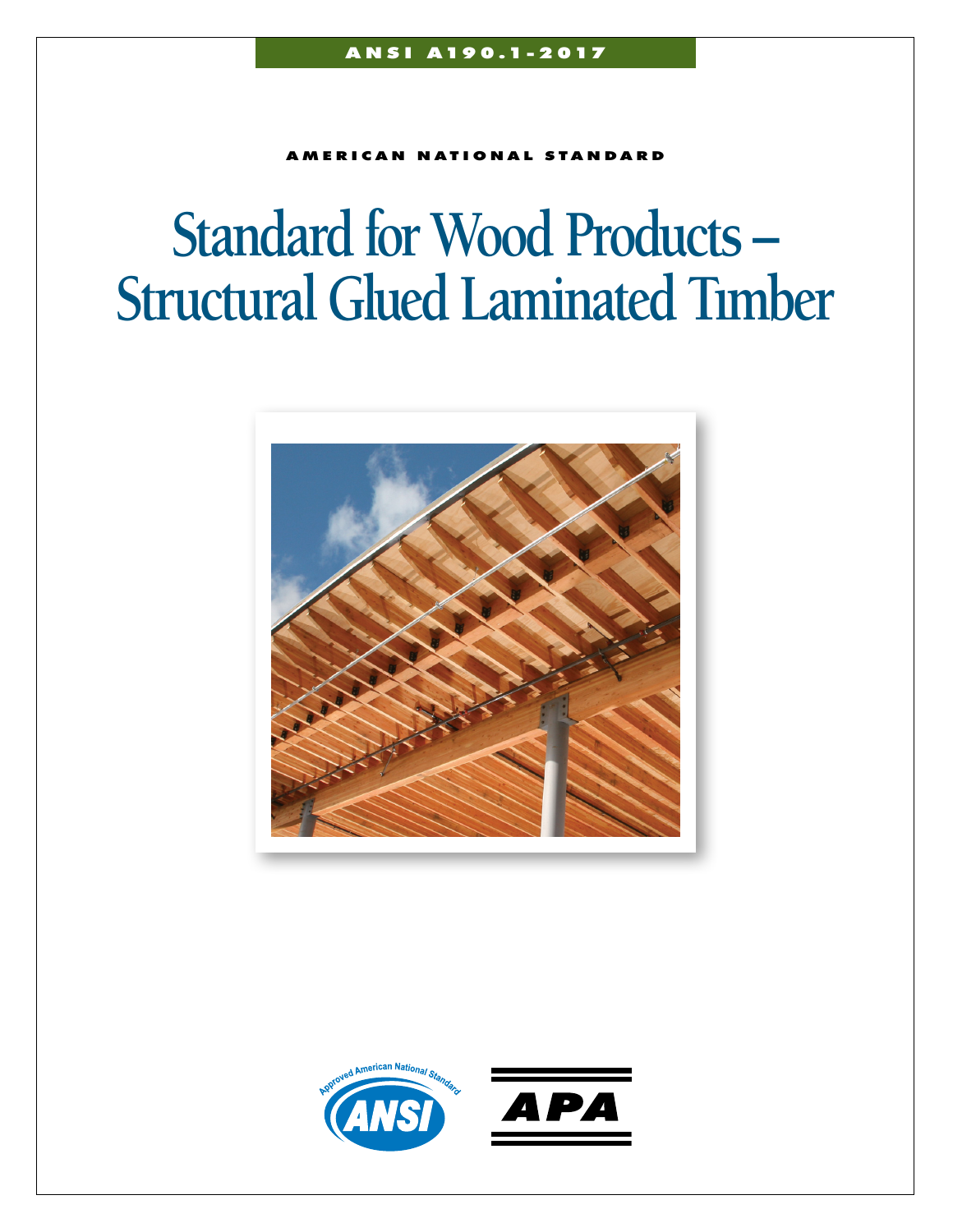ANSI A190.1-2017

AMERICAN NATIONAL STANDARD

# Standard for Wood Products – Structural Glued Laminated Timber

Approved American National Standard

ANSI

APA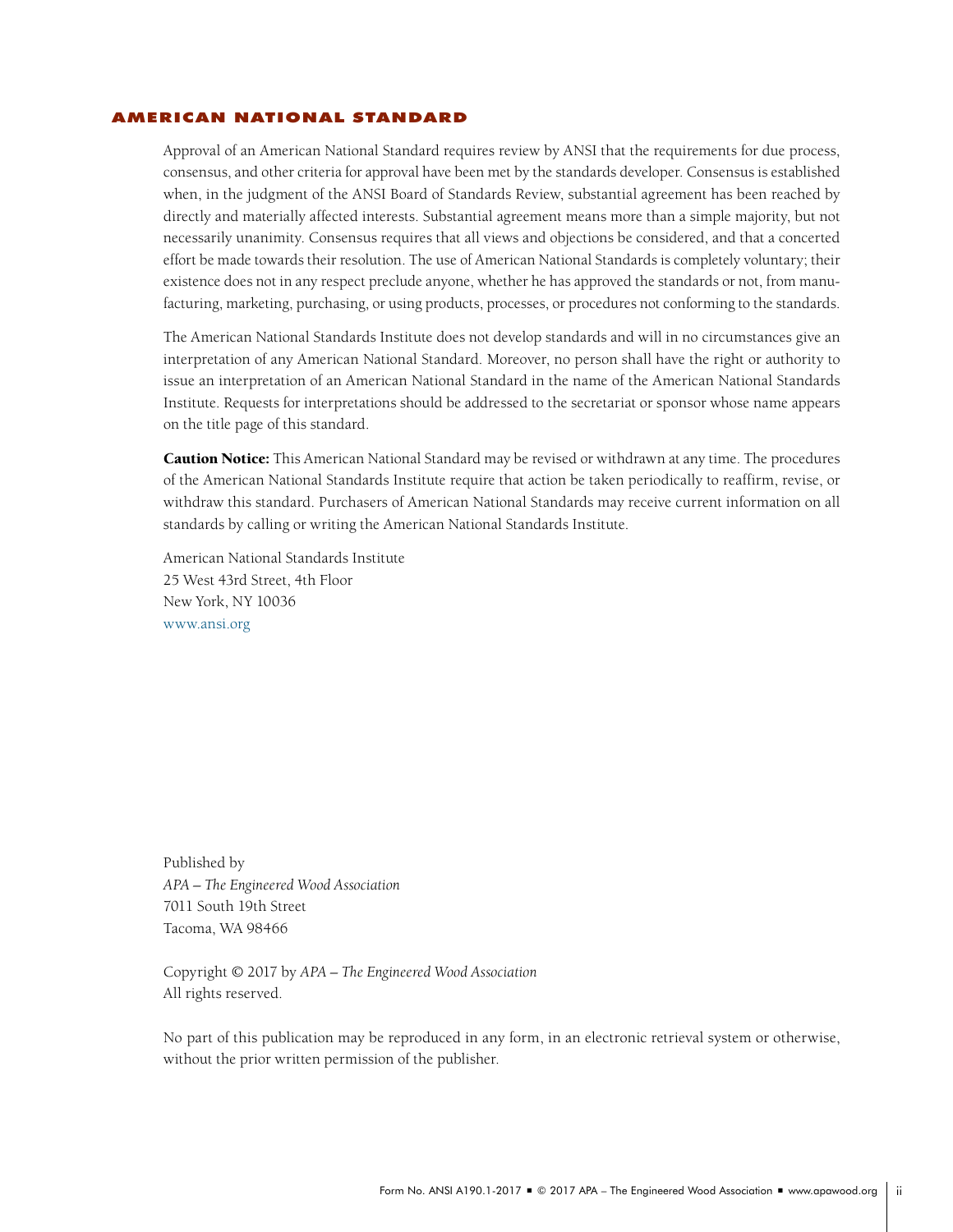## AMERICAN NATIONAL STANDARD

Approval of an American National Standard requires review by ANSI that the requirements for due process, consensus, and other criteria for approval have been met by the standards developer. Consensus is established when, in the judgment of the ANSI Board of Standards Review, substantial agreement has been reached by directly and materially affected interests. Substantial agreement means more than a simple majority, but not necessarily unanimity. Consensus requires that all views and objections be considered, and that a concerted effort be made towards their resolution. The use of American National Standards is completely voluntary; their existence does not in any respect preclude anyone, whether he has approved the standards or not, from manufacturing, marketing, purchasing, or using products, processes, or procedures not conforming to the standards.

The American National Standards Institute does not develop standards and will in no circumstances give an interpretation of any American National Standard. Moreover, no person shall have the right or authority to issue an interpretation of an American National Standard in the name of the American National Standards Institute. Requests for interpretations should be addressed to the secretariat or sponsor whose name appears on the title page of this standard.

**Caution Notice:** This American National Standard may be revised or withdrawn at any time. The procedures of the American National Standards Institute require that action be taken periodically to reaffirm, revise, or withdraw this standard. Purchasers of American National Standards may receive current information on all standards by calling or writing the American National Standards Institute.

American National Standards Institute
25 West 43rd Street, 4th Floor
New York, NY 10036
www.ansi.org

Published by
*APA – The Engineered Wood Association*
7011 South 19th Street
Tacoma, WA 98466

Copyright © 2017 by *APA – The Engineered Wood Association*
All rights reserved.

No part of this publication may be reproduced in any form, in an electronic retrieval system or otherwise, without the prior written permission of the publisher.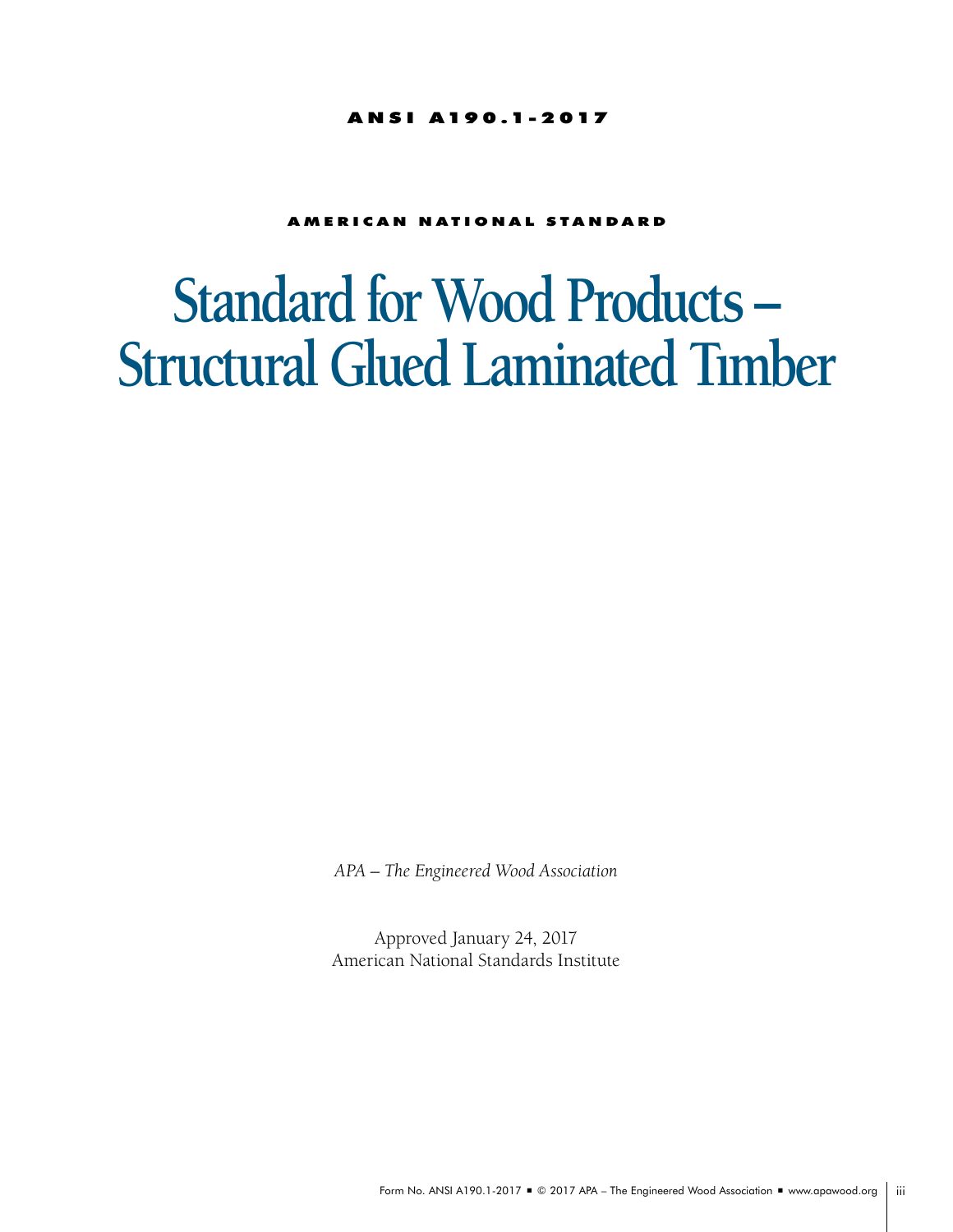**ANSI A190.1-2017**

**AMERICAN NATIONAL STANDARD**

# Standard for Wood Products – Structural Glued Laminated Timber

*APA – The Engineered Wood Association*

Approved January 24, 2017
American National Standards Institute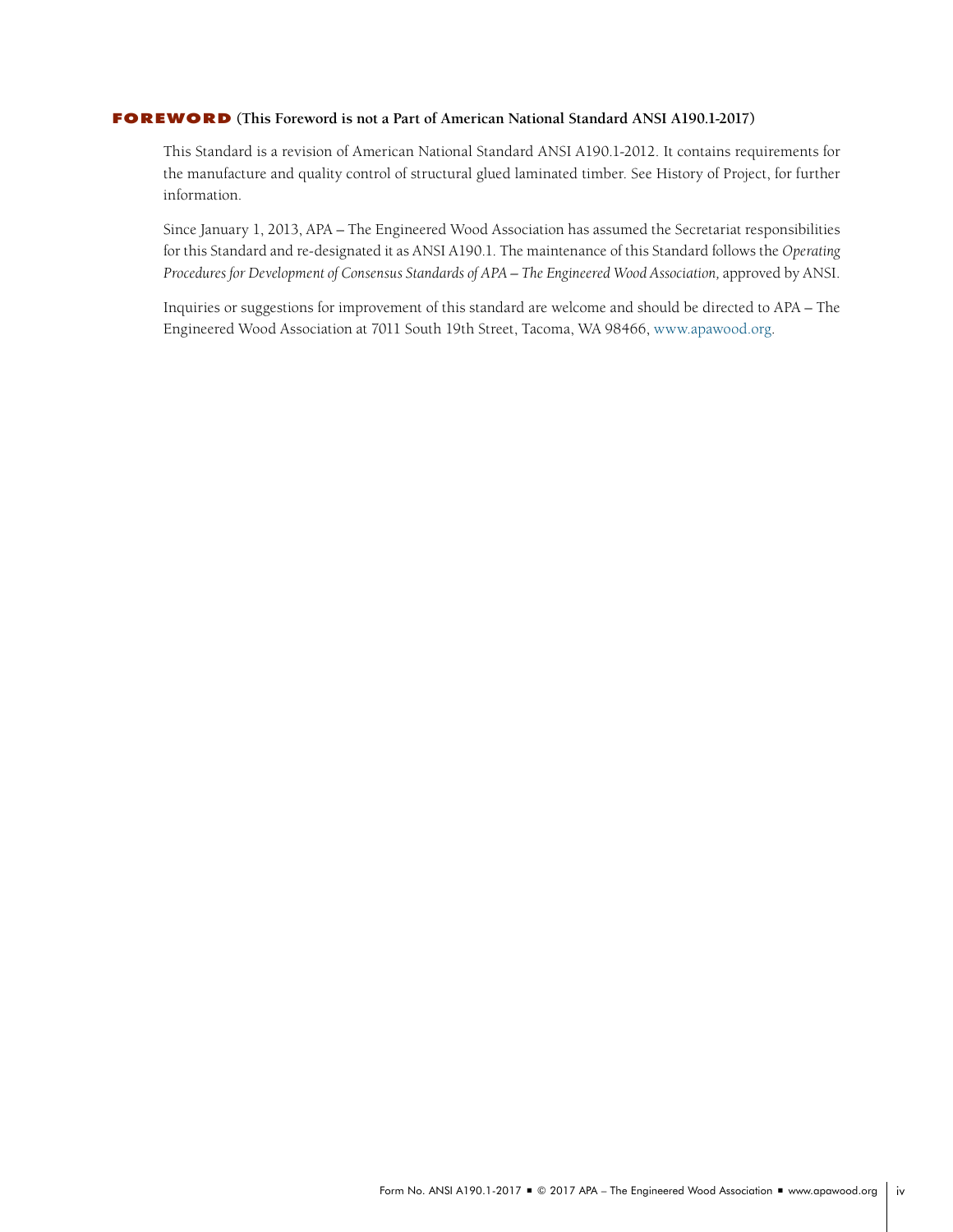## FOREWORD (This Foreword is not a Part of American National Standard ANSI A190.1-2017)

This Standard is a revision of American National Standard ANSI A190.1-2012. It contains requirements for the manufacture and quality control of structural glued laminated timber. See History of Project, for further information.

Since January 1, 2013, APA – The Engineered Wood Association has assumed the Secretariat responsibilities for this Standard and re-designated it as ANSI A190.1. The maintenance of this Standard follows the *Operating Procedures for Development of Consensus Standards of APA – The Engineered Wood Association,* approved by ANSI.

Inquiries or suggestions for improvement of this standard are welcome and should be directed to APA – The Engineered Wood Association at 7011 South 19th Street, Tacoma, WA 98466, www.apawood.org.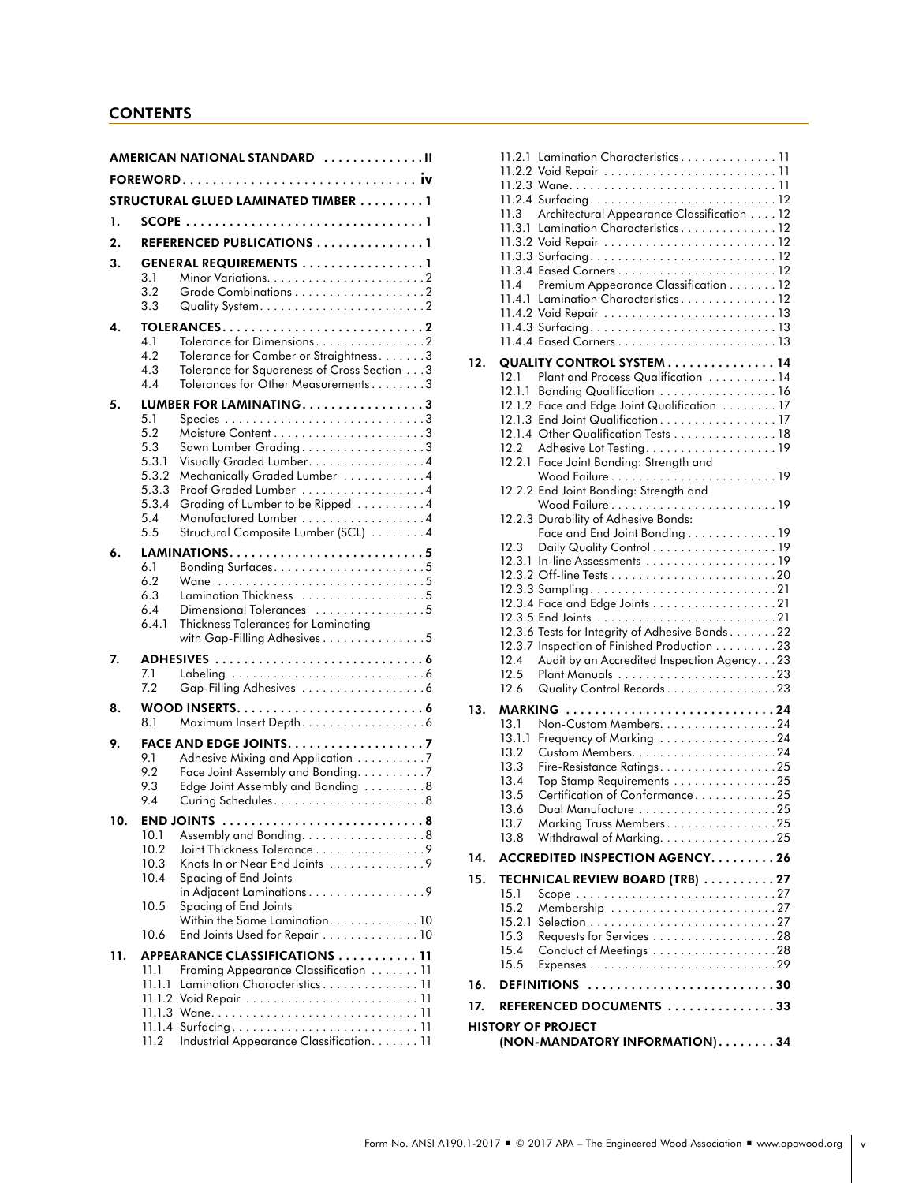## CONTENTS

AMERICAN NATIONAL STANDARD . . . . . . . . . . . . . ii

FOREWORD . . . . . . . . . . . . . . . . . . . . . . . . . . . . . . . iv

STRUCTURAL GLUED LAMINATED TIMBER . . . . . . . . . 1

**1. SCOPE** . . . . . . . . . . . . . . . . . . . . . . . . . . . . . . . . 1

**2. REFERENCED PUBLICATIONS** . . . . . . . . . . . . . . . 1

**3. GENERAL REQUIREMENTS** . . . . . . . . . . . . . . . . . 1
- 3.1 Minor Variations . . . . . . . . . . . . . . . . . . . . . . 2
- 3.2 Grade Combinations . . . . . . . . . . . . . . . . . . 2
- 3.3 Quality System . . . . . . . . . . . . . . . . . . . . . . . 2

**4. TOLERANCES** . . . . . . . . . . . . . . . . . . . . . . . . . . . 2
- 4.1 Tolerance for Dimensions . . . . . . . . . . . . . . . 2
- 4.2 Tolerance for Camber or Straightness . . . . . . . 3
- 4.3 Tolerance for Squareness of Cross Section . . . 3
- 4.4 Tolerances for Other Measurements . . . . . . . . 3

**5. LUMBER FOR LAMINATING** . . . . . . . . . . . . . . . . . 3
- 5.1 Species . . . . . . . . . . . . . . . . . . . . . . . . . . . . 3
- 5.2 Moisture Content . . . . . . . . . . . . . . . . . . . . . 3
- 5.3 Sawn Lumber Grading . . . . . . . . . . . . . . . . . 3
- 5.3.1 Visually Graded Lumber . . . . . . . . . . . . . . . . 4
- 5.3.2 Mechanically Graded Lumber . . . . . . . . . . . . 4
- 5.3.3 Proof Graded Lumber . . . . . . . . . . . . . . . . . . 4
- 5.3.4 Grading of Lumber to be Ripped . . . . . . . . . . 4
- 5.4 Manufactured Lumber . . . . . . . . . . . . . . . . . . 4
- 5.5 Structural Composite Lumber (SCL) . . . . . . . . 4

**6. LAMINATIONS** . . . . . . . . . . . . . . . . . . . . . . . . . . 5
- 6.1 Bonding Surfaces . . . . . . . . . . . . . . . . . . . . . 5
- 6.2 Wane . . . . . . . . . . . . . . . . . . . . . . . . . . . . . 5
- 6.3 Lamination Thickness . . . . . . . . . . . . . . . . . . 5
- 6.4 Dimensional Tolerances . . . . . . . . . . . . . . . . 5
- 6.4.1 Thickness Tolerances for Laminating with Gap-Filling Adhesives . . . . . . . . . . . . . . . 5

**7. ADHESIVES** . . . . . . . . . . . . . . . . . . . . . . . . . . . . 6
- 7.1 Labeling . . . . . . . . . . . . . . . . . . . . . . . . . . . 6
- 7.2 Gap-Filling Adhesives . . . . . . . . . . . . . . . . . . 6

**8. WOOD INSERTS** . . . . . . . . . . . . . . . . . . . . . . . . . 6
- 8.1 Maximum Insert Depth . . . . . . . . . . . . . . . . . 6

**9. FACE AND EDGE JOINTS** . . . . . . . . . . . . . . . . . . 7
- 9.1 Adhesive Mixing and Application . . . . . . . . . . 7
- 9.2 Face Joint Assembly and Bonding . . . . . . . . . . 7
- 9.3 Edge Joint Assembly and Bonding . . . . . . . . . 8
- 9.4 Curing Schedules . . . . . . . . . . . . . . . . . . . . . 8

**10. END JOINTS** . . . . . . . . . . . . . . . . . . . . . . . . . . . 8
- 10.1 Assembly and Bonding . . . . . . . . . . . . . . . . . 8
- 10.2 Joint Thickness Tolerance . . . . . . . . . . . . . . . 9
- 10.3 Knots In or Near End Joints . . . . . . . . . . . . . 9
- 10.4 Spacing of End Joints in Adjacent Laminations . . . . . . . . . . . . . . . . 9
- 10.5 Spacing of End Joints Within the Same Lamination . . . . . . . . . . . . 10
- 10.6 End Joints Used for Repair . . . . . . . . . . . . . 10

**11. APPEARANCE CLASSIFICATIONS** . . . . . . . . . . . 11
- 11.1 Framing Appearance Classification . . . . . . . 11
- 11.1.1 Lamination Characteristics . . . . . . . . . . . . . 11
- 11.1.2 Void Repair . . . . . . . . . . . . . . . . . . . . . . . . 11
- 11.1.3 Wane . . . . . . . . . . . . . . . . . . . . . . . . . . . . . 11
- 11.1.4 Surfacing . . . . . . . . . . . . . . . . . . . . . . . . . . 11
- 11.2 Industrial Appearance Classification . . . . . . . 11
- 11.2.1 Lamination Characteristics . . . . . . . . . . . . . 11
- 11.2.2 Void Repair . . . . . . . . . . . . . . . . . . . . . . . . 11
- 11.2.3 Wane . . . . . . . . . . . . . . . . . . . . . . . . . . . . . 11
- 11.2.4 Surfacing . . . . . . . . . . . . . . . . . . . . . . . . . . 12
- 11.3 Architectural Appearance Classification . . . . 12
- 11.3.1 Lamination Characteristics . . . . . . . . . . . . . 12
- 11.3.2 Void Repair . . . . . . . . . . . . . . . . . . . . . . . . 12
- 11.3.3 Surfacing . . . . . . . . . . . . . . . . . . . . . . . . . . 12
- 11.3.4 Eased Corners . . . . . . . . . . . . . . . . . . . . . . 12
- 11.4 Premium Appearance Classification . . . . . . . 12
- 11.4.1 Lamination Characteristics . . . . . . . . . . . . . 12
- 11.4.2 Void Repair . . . . . . . . . . . . . . . . . . . . . . . . 13
- 11.4.3 Surfacing . . . . . . . . . . . . . . . . . . . . . . . . . . 13
- 11.4.4 Eased Corners . . . . . . . . . . . . . . . . . . . . . . 13

**12. QUALITY CONTROL SYSTEM** . . . . . . . . . . . . . . 14
- 12.1 Plant and Process Qualification . . . . . . . . . . 14
- 12.1.1 Bonding Qualification . . . . . . . . . . . . . . . . . 16
- 12.1.2 Face and Edge Joint Qualification . . . . . . . . 17
- 12.1.3 End Joint Qualification . . . . . . . . . . . . . . . . 17
- 12.1.4 Other Qualification Tests . . . . . . . . . . . . . . . 18
- 12.2 Adhesive Lot Testing . . . . . . . . . . . . . . . . . . 19
- 12.2.1 Face Joint Bonding: Strength and Wood Failure . . . . . . . . . . . . . . . . . . . . . . . 19
- 12.2.2 End Joint Bonding: Strength and Wood Failure . . . . . . . . . . . . . . . . . . . . . . . 19
- 12.2.3 Durability of Adhesive Bonds: Face and End Joint Bonding . . . . . . . . . . . . 19
- 12.3 Daily Quality Control . . . . . . . . . . . . . . . . . . 19
- 12.3.1 In-line Assessments . . . . . . . . . . . . . . . . . . 19
- 12.3.2 Off-line Tests . . . . . . . . . . . . . . . . . . . . . . . 20
- 12.3.3 Sampling . . . . . . . . . . . . . . . . . . . . . . . . . . 21
- 12.3.4 Face and Edge Joints . . . . . . . . . . . . . . . . . 21
- 12.3.5 End Joints . . . . . . . . . . . . . . . . . . . . . . . . . 21
- 12.3.6 Tests for Integrity of Adhesive Bonds . . . . . . 22
- 12.3.7 Inspection of Finished Production . . . . . . . . 23
- 12.4 Audit by an Accredited Inspection Agency . . . 23
- 12.5 Plant Manuals . . . . . . . . . . . . . . . . . . . . . . . 23
- 12.6 Quality Control Records . . . . . . . . . . . . . . . . 23

**13. MARKING** . . . . . . . . . . . . . . . . . . . . . . . . . . . . 24
- 13.1 Non-Custom Members . . . . . . . . . . . . . . . . . 24
- 13.1.1 Frequency of Marking . . . . . . . . . . . . . . . . . 24
- 13.2 Custom Members . . . . . . . . . . . . . . . . . . . . . 24
- 13.3 Fire-Resistance Ratings . . . . . . . . . . . . . . . . 25
- 13.4 Top Stamp Requirements . . . . . . . . . . . . . . . 25
- 13.5 Certification of Conformance . . . . . . . . . . . . 25
- 13.6 Dual Manufacture . . . . . . . . . . . . . . . . . . . . 25
- 13.7 Marking Truss Members . . . . . . . . . . . . . . . . 25
- 13.8 Withdrawal of Marking . . . . . . . . . . . . . . . . . 25

**14. ACCREDITED INSPECTION AGENCY** . . . . . . . . . 26

**15. TECHNICAL REVIEW BOARD (TRB)** . . . . . . . . . . 27
- 15.1 Scope . . . . . . . . . . . . . . . . . . . . . . . . . . . . . 27
- 15.2 Membership . . . . . . . . . . . . . . . . . . . . . . . . 27
- 15.2.1 Selection . . . . . . . . . . . . . . . . . . . . . . . . . . 27
- 15.3 Requests for Services . . . . . . . . . . . . . . . . . . 28
- 15.4 Conduct of Meetings . . . . . . . . . . . . . . . . . . 28
- 15.5 Expenses . . . . . . . . . . . . . . . . . . . . . . . . . . . 29

**16. DEFINITIONS** . . . . . . . . . . . . . . . . . . . . . . . . . 30

**17. REFERENCED DOCUMENTS** . . . . . . . . . . . . . . . 33

**HISTORY OF PROJECT (NON-MANDATORY INFORMATION)** . . . . . . . . 34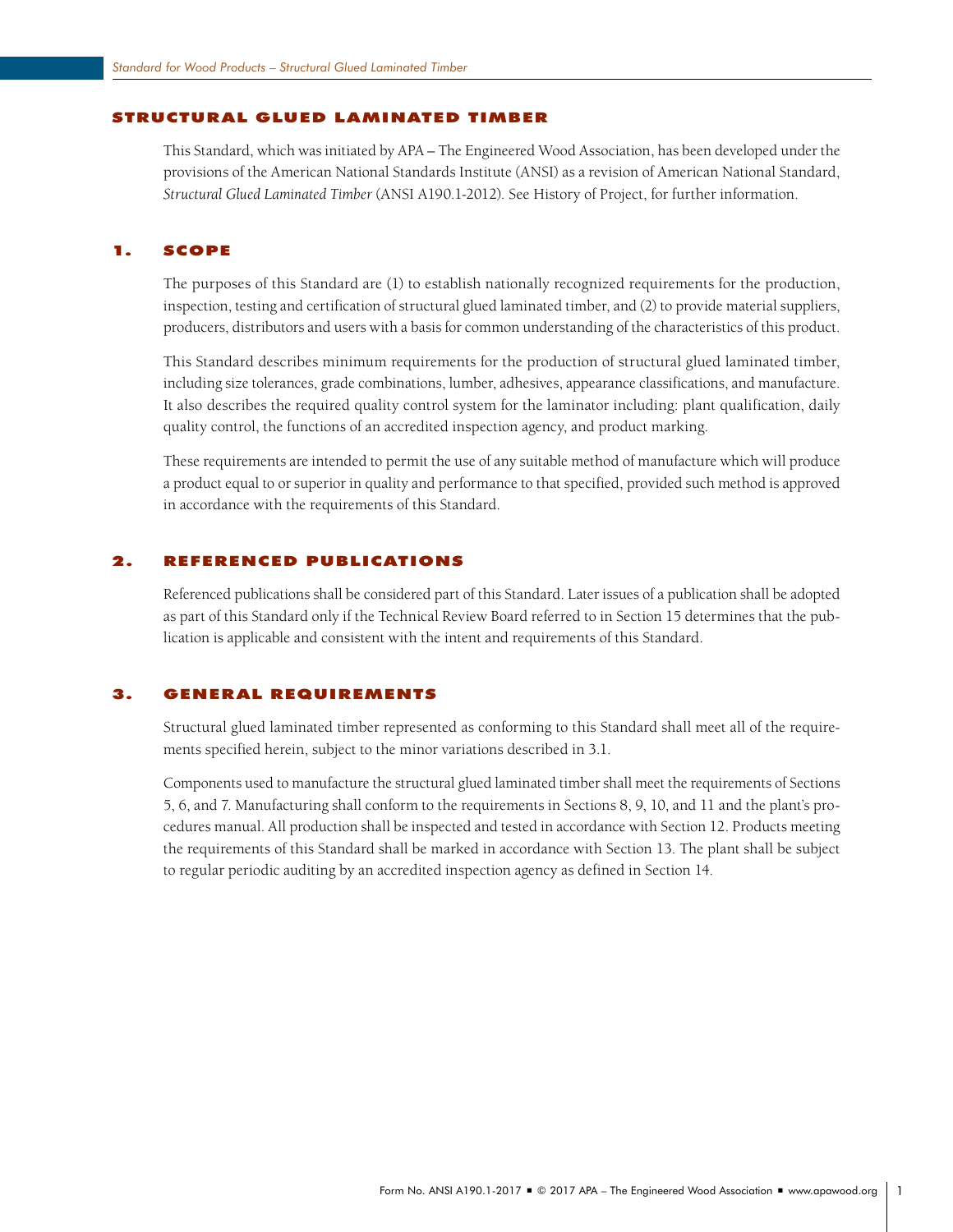# STRUCTURAL GLUED LAMINATED TIMBER

This Standard, which was initiated by APA – The Engineered Wood Association, has been developed under the provisions of the American National Standards Institute (ANSI) as a revision of American National Standard, *Structural Glued Laminated Timber* (ANSI A190.1-2012). See History of Project, for further information.

## 1. SCOPE

The purposes of this Standard are (1) to establish nationally recognized requirements for the production, inspection, testing and certification of structural glued laminated timber, and (2) to provide material suppliers, producers, distributors and users with a basis for common understanding of the characteristics of this product.

This Standard describes minimum requirements for the production of structural glued laminated timber, including size tolerances, grade combinations, lumber, adhesives, appearance classifications, and manufacture. It also describes the required quality control system for the laminator including: plant qualification, daily quality control, the functions of an accredited inspection agency, and product marking.

These requirements are intended to permit the use of any suitable method of manufacture which will produce a product equal to or superior in quality and performance to that specified, provided such method is approved in accordance with the requirements of this Standard.

## 2. REFERENCED PUBLICATIONS

Referenced publications shall be considered part of this Standard. Later issues of a publication shall be adopted as part of this Standard only if the Technical Review Board referred to in Section 15 determines that the publication is applicable and consistent with the intent and requirements of this Standard.

## 3. GENERAL REQUIREMENTS

Structural glued laminated timber represented as conforming to this Standard shall meet all of the requirements specified herein, subject to the minor variations described in 3.1.

Components used to manufacture the structural glued laminated timber shall meet the requirements of Sections 5, 6, and 7. Manufacturing shall conform to the requirements in Sections 8, 9, 10, and 11 and the plant's procedures manual. All production shall be inspected and tested in accordance with Section 12. Products meeting the requirements of this Standard shall be marked in accordance with Section 13. The plant shall be subject to regular periodic auditing by an accredited inspection agency as defined in Section 14.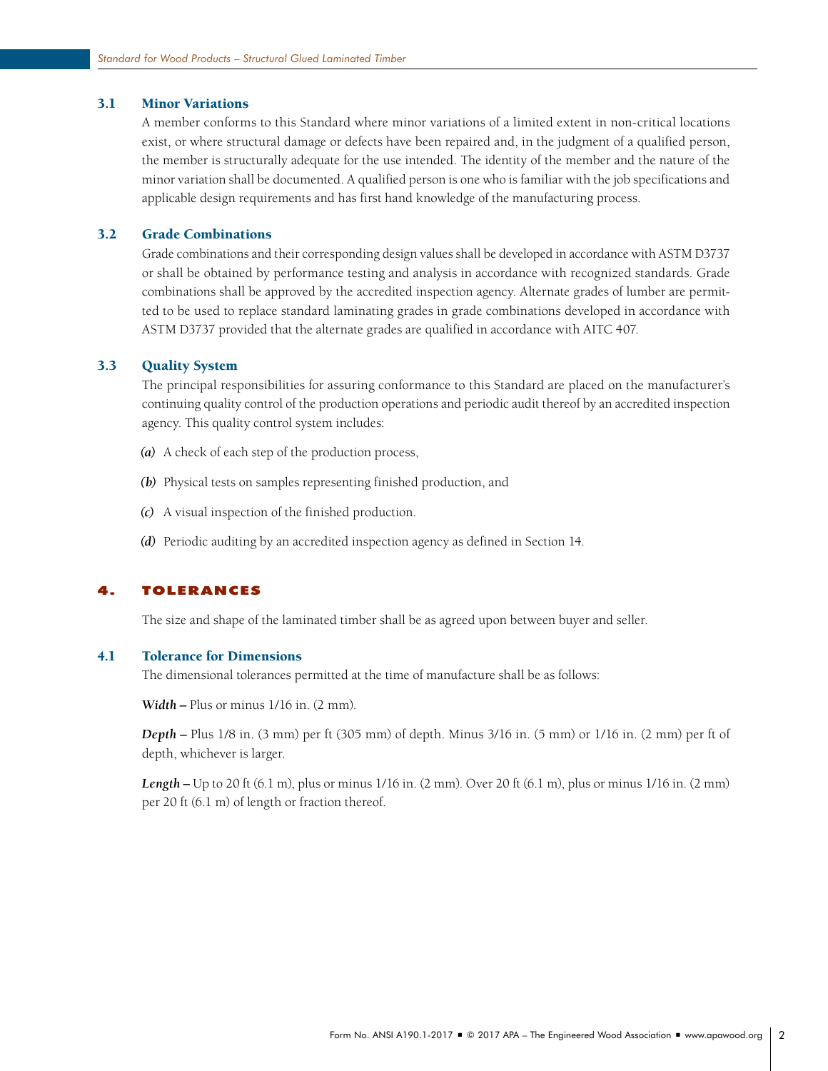### 3.1 Minor Variations

A member conforms to this Standard where minor variations of a limited extent in non-critical locations exist, or where structural damage or defects have been repaired and, in the judgment of a qualified person, the member is structurally adequate for the use intended. The identity of the member and the nature of the minor variation shall be documented. A qualified person is one who is familiar with the job specifications and applicable design requirements and has first hand knowledge of the manufacturing process.

### 3.2 Grade Combinations

Grade combinations and their corresponding design values shall be developed in accordance with ASTM D3737 or shall be obtained by performance testing and analysis in accordance with recognized standards. Grade combinations shall be approved by the accredited inspection agency. Alternate grades of lumber are permitted to be used to replace standard laminating grades in grade combinations developed in accordance with ASTM D3737 provided that the alternate grades are qualified in accordance with AITC 407.

### 3.3 Quality System

The principal responsibilities for assuring conformance to this Standard are placed on the manufacturer's continuing quality control of the production operations and periodic audit thereof by an accredited inspection agency. This quality control system includes:

*(a)* A check of each step of the production process,

*(b)* Physical tests on samples representing finished production, and

*(c)* A visual inspection of the finished production.

*(d)* Periodic auditing by an accredited inspection agency as defined in Section 14.

## 4. TOLERANCES

The size and shape of the laminated timber shall be as agreed upon between buyer and seller.

### 4.1 Tolerance for Dimensions

The dimensional tolerances permitted at the time of manufacture shall be as follows:

***Width –*** Plus or minus 1/16 in. (2 mm).

***Depth –*** Plus 1/8 in. (3 mm) per ft (305 mm) of depth. Minus 3/16 in. (5 mm) or 1/16 in. (2 mm) per ft of depth, whichever is larger.

***Length –*** Up to 20 ft (6.1 m), plus or minus 1/16 in. (2 mm). Over 20 ft (6.1 m), plus or minus 1/16 in. (2 mm) per 20 ft (6.1 m) of length or fraction thereof.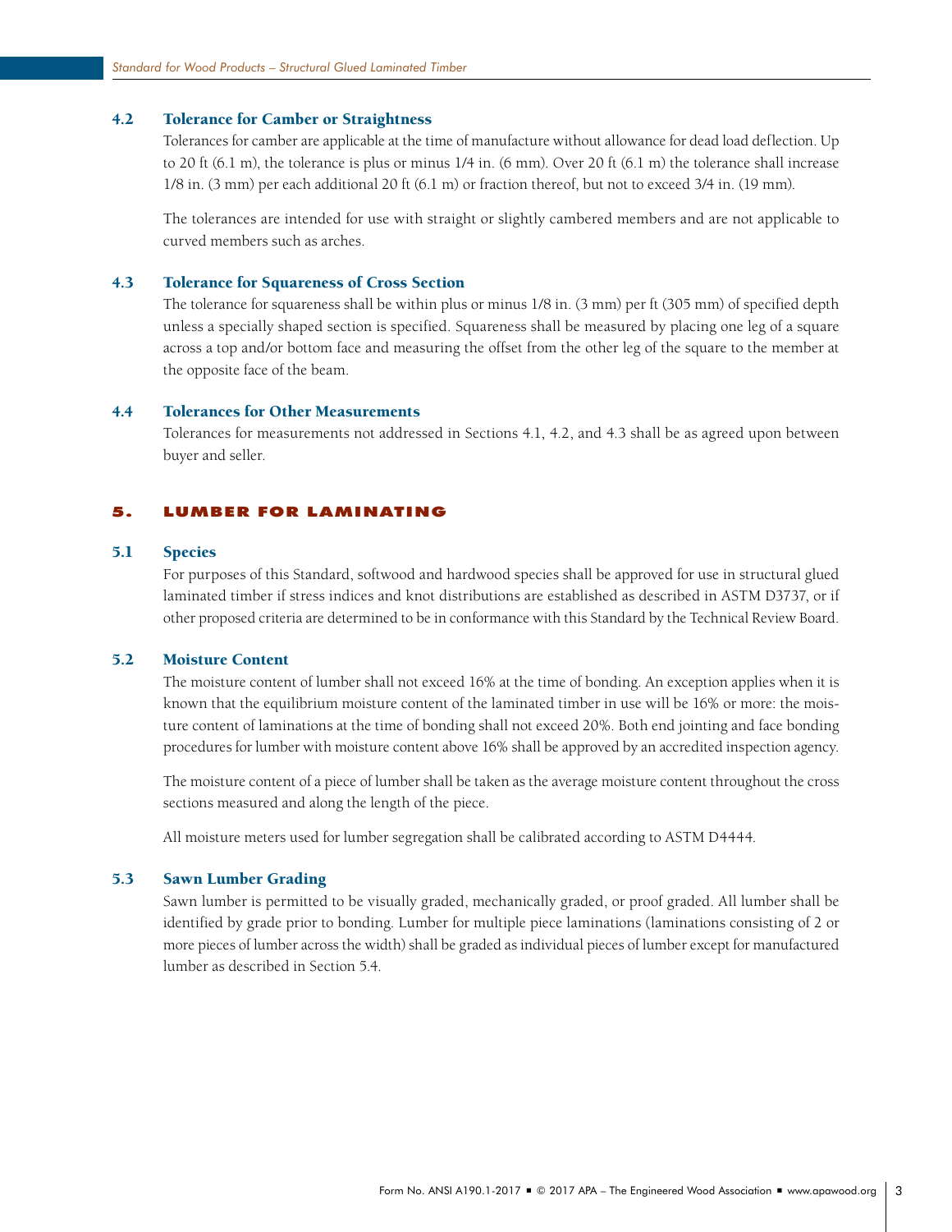### 4.2 Tolerance for Camber or Straightness

Tolerances for camber are applicable at the time of manufacture without allowance for dead load deflection. Up to 20 ft (6.1 m), the tolerance is plus or minus 1/4 in. (6 mm). Over 20 ft (6.1 m) the tolerance shall increase 1/8 in. (3 mm) per each additional 20 ft (6.1 m) or fraction thereof, but not to exceed 3/4 in. (19 mm).

The tolerances are intended for use with straight or slightly cambered members and are not applicable to curved members such as arches.

### 4.3 Tolerance for Squareness of Cross Section

The tolerance for squareness shall be within plus or minus 1/8 in. (3 mm) per ft (305 mm) of specified depth unless a specially shaped section is specified. Squareness shall be measured by placing one leg of a square across a top and/or bottom face and measuring the offset from the other leg of the square to the member at the opposite face of the beam.

### 4.4 Tolerances for Other Measurements

Tolerances for measurements not addressed in Sections 4.1, 4.2, and 4.3 shall be as agreed upon between buyer and seller.

## 5. LUMBER FOR LAMINATING

### 5.1 Species

For purposes of this Standard, softwood and hardwood species shall be approved for use in structural glued laminated timber if stress indices and knot distributions are established as described in ASTM D3737, or if other proposed criteria are determined to be in conformance with this Standard by the Technical Review Board.

### 5.2 Moisture Content

The moisture content of lumber shall not exceed 16% at the time of bonding. An exception applies when it is known that the equilibrium moisture content of the laminated timber in use will be 16% or more: the moisture content of laminations at the time of bonding shall not exceed 20%. Both end jointing and face bonding procedures for lumber with moisture content above 16% shall be approved by an accredited inspection agency.

The moisture content of a piece of lumber shall be taken as the average moisture content throughout the cross sections measured and along the length of the piece.

All moisture meters used for lumber segregation shall be calibrated according to ASTM D4444.

### 5.3 Sawn Lumber Grading

Sawn lumber is permitted to be visually graded, mechanically graded, or proof graded. All lumber shall be identified by grade prior to bonding. Lumber for multiple piece laminations (laminations consisting of 2 or more pieces of lumber across the width) shall be graded as individual pieces of lumber except for manufactured lumber as described in Section 5.4.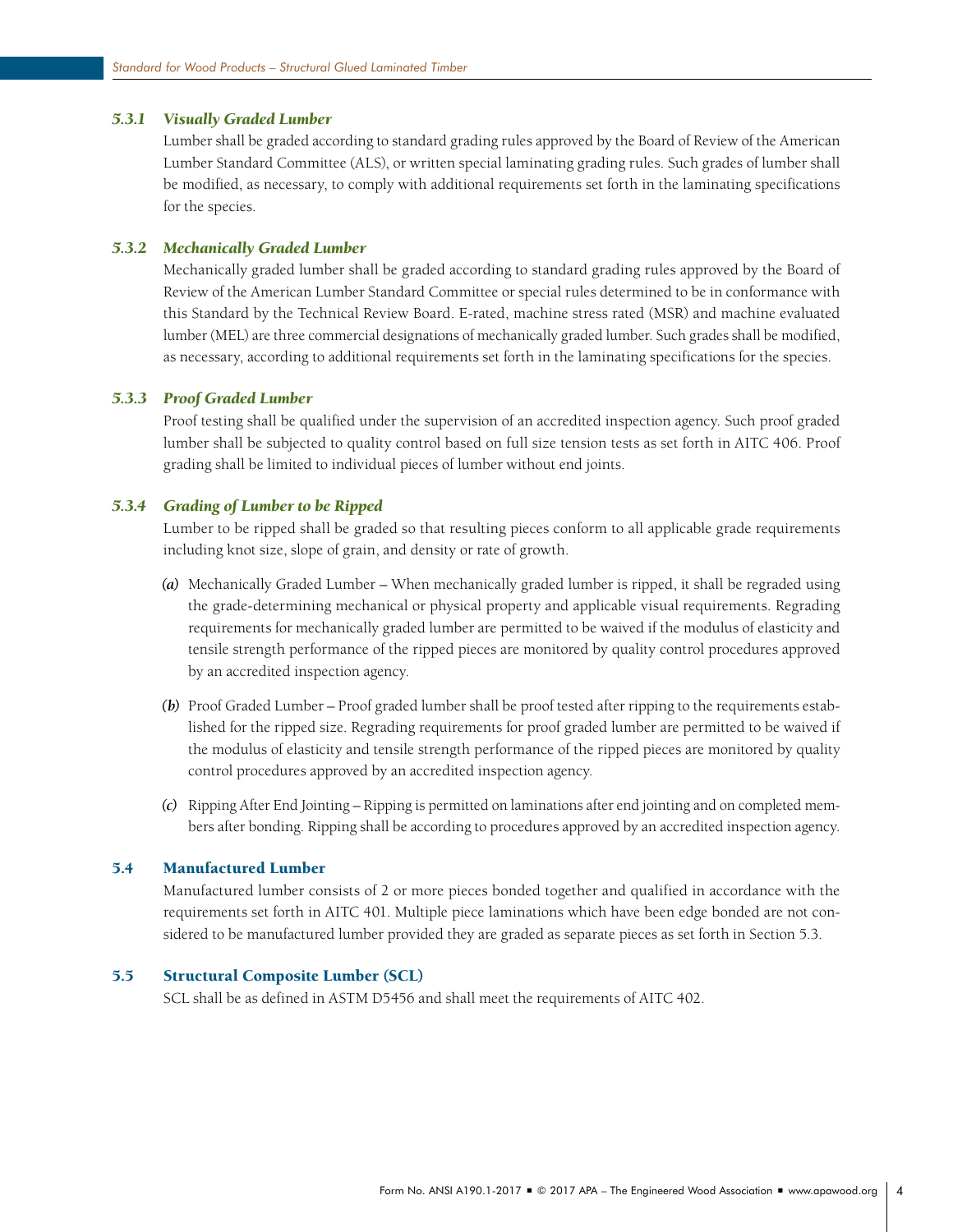### *5.3.1 Visually Graded Lumber*

Lumber shall be graded according to standard grading rules approved by the Board of Review of the American Lumber Standard Committee (ALS), or written special laminating grading rules. Such grades of lumber shall be modified, as necessary, to comply with additional requirements set forth in the laminating specifications for the species.

### *5.3.2 Mechanically Graded Lumber*

Mechanically graded lumber shall be graded according to standard grading rules approved by the Board of Review of the American Lumber Standard Committee or special rules determined to be in conformance with this Standard by the Technical Review Board. E-rated, machine stress rated (MSR) and machine evaluated lumber (MEL) are three commercial designations of mechanically graded lumber. Such grades shall be modified, as necessary, according to additional requirements set forth in the laminating specifications for the species.

### *5.3.3 Proof Graded Lumber*

Proof testing shall be qualified under the supervision of an accredited inspection agency. Such proof graded lumber shall be subjected to quality control based on full size tension tests as set forth in AITC 406. Proof grading shall be limited to individual pieces of lumber without end joints.

### *5.3.4 Grading of Lumber to be Ripped*

Lumber to be ripped shall be graded so that resulting pieces conform to all applicable grade requirements including knot size, slope of grain, and density or rate of growth.

*(a)* Mechanically Graded Lumber – When mechanically graded lumber is ripped, it shall be regraded using the grade-determining mechanical or physical property and applicable visual requirements. Regrading requirements for mechanically graded lumber are permitted to be waived if the modulus of elasticity and tensile strength performance of the ripped pieces are monitored by quality control procedures approved by an accredited inspection agency.

*(b)* Proof Graded Lumber – Proof graded lumber shall be proof tested after ripping to the requirements established for the ripped size. Regrading requirements for proof graded lumber are permitted to be waived if the modulus of elasticity and tensile strength performance of the ripped pieces are monitored by quality control procedures approved by an accredited inspection agency.

*(c)* Ripping After End Jointing – Ripping is permitted on laminations after end jointing and on completed members after bonding. Ripping shall be according to procedures approved by an accredited inspection agency.

## 5.4 Manufactured Lumber

Manufactured lumber consists of 2 or more pieces bonded together and qualified in accordance with the requirements set forth in AITC 401. Multiple piece laminations which have been edge bonded are not considered to be manufactured lumber provided they are graded as separate pieces as set forth in Section 5.3.

## 5.5 Structural Composite Lumber (SCL)

SCL shall be as defined in ASTM D5456 and shall meet the requirements of AITC 402.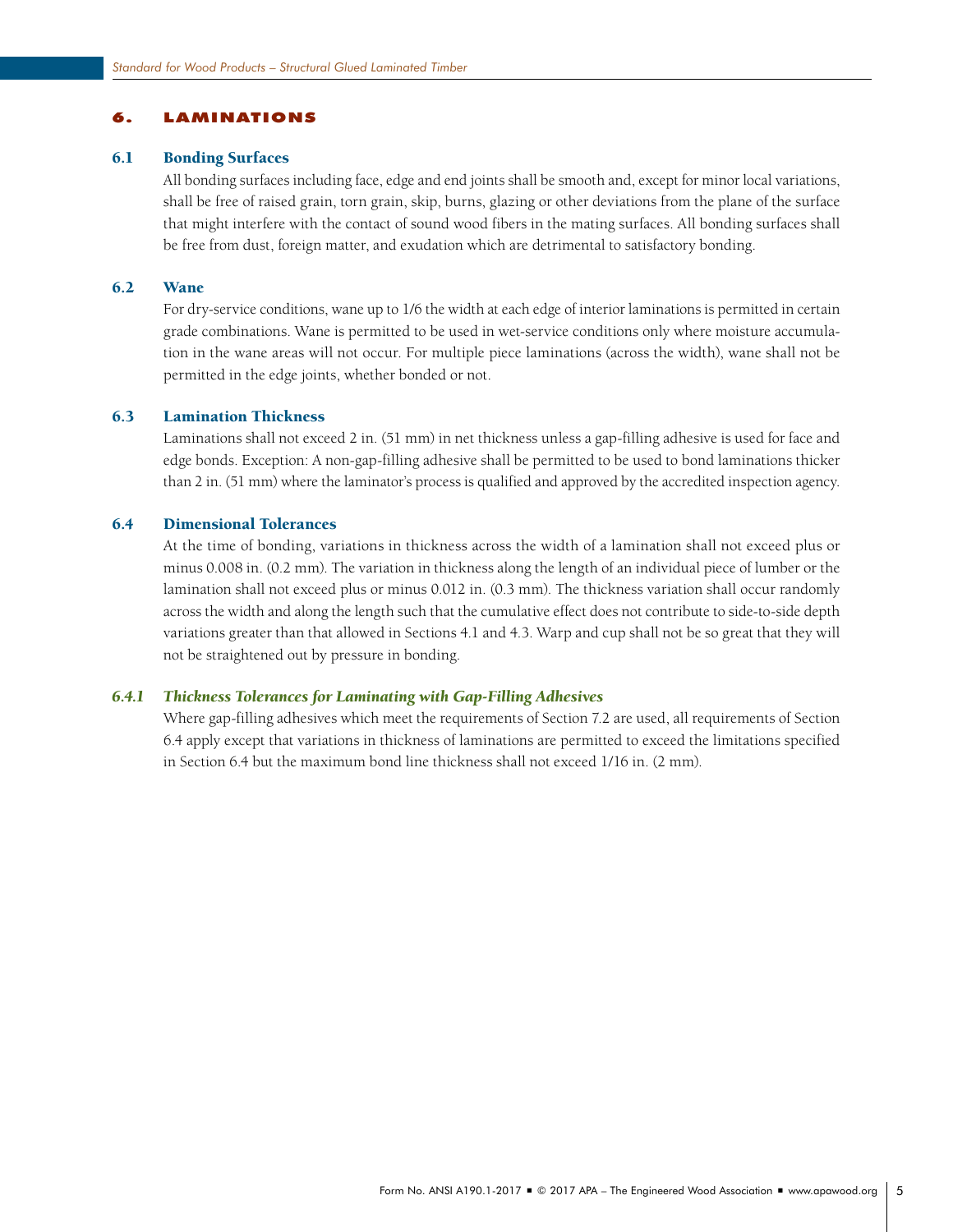## 6. LAMINATIONS

### 6.1 Bonding Surfaces

All bonding surfaces including face, edge and end joints shall be smooth and, except for minor local variations, shall be free of raised grain, torn grain, skip, burns, glazing or other deviations from the plane of the surface that might interfere with the contact of sound wood fibers in the mating surfaces. All bonding surfaces shall be free from dust, foreign matter, and exudation which are detrimental to satisfactory bonding.

### 6.2 Wane

For dry-service conditions, wane up to 1/6 the width at each edge of interior laminations is permitted in certain grade combinations. Wane is permitted to be used in wet-service conditions only where moisture accumulation in the wane areas will not occur. For multiple piece laminations (across the width), wane shall not be permitted in the edge joints, whether bonded or not.

### 6.3 Lamination Thickness

Laminations shall not exceed 2 in. (51 mm) in net thickness unless a gap-filling adhesive is used for face and edge bonds. Exception: A non-gap-filling adhesive shall be permitted to be used to bond laminations thicker than 2 in. (51 mm) where the laminator's process is qualified and approved by the accredited inspection agency.

### 6.4 Dimensional Tolerances

At the time of bonding, variations in thickness across the width of a lamination shall not exceed plus or minus 0.008 in. (0.2 mm). The variation in thickness along the length of an individual piece of lumber or the lamination shall not exceed plus or minus 0.012 in. (0.3 mm). The thickness variation shall occur randomly across the width and along the length such that the cumulative effect does not contribute to side-to-side depth variations greater than that allowed in Sections 4.1 and 4.3. Warp and cup shall not be so great that they will not be straightened out by pressure in bonding.

#### *6.4.1 Thickness Tolerances for Laminating with Gap-Filling Adhesives*

Where gap-filling adhesives which meet the requirements of Section 7.2 are used, all requirements of Section 6.4 apply except that variations in thickness of laminations are permitted to exceed the limitations specified in Section 6.4 but the maximum bond line thickness shall not exceed 1/16 in. (2 mm).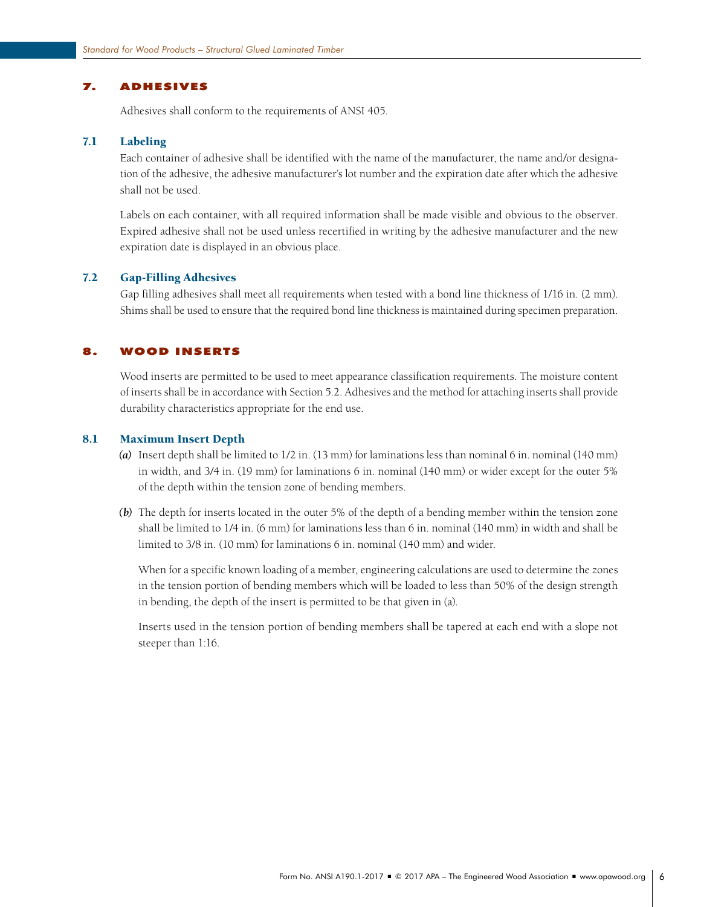## 7. ADHESIVES

Adhesives shall conform to the requirements of ANSI 405.

### 7.1 Labeling

Each container of adhesive shall be identified with the name of the manufacturer, the name and/or designation of the adhesive, the adhesive manufacturer's lot number and the expiration date after which the adhesive shall not be used.

Labels on each container, with all required information shall be made visible and obvious to the observer. Expired adhesive shall not be used unless recertified in writing by the adhesive manufacturer and the new expiration date is displayed in an obvious place.

### 7.2 Gap-Filling Adhesives

Gap filling adhesives shall meet all requirements when tested with a bond line thickness of 1/16 in. (2 mm). Shims shall be used to ensure that the required bond line thickness is maintained during specimen preparation.

## 8. WOOD INSERTS

Wood inserts are permitted to be used to meet appearance classification requirements. The moisture content of inserts shall be in accordance with Section 5.2. Adhesives and the method for attaching inserts shall provide durability characteristics appropriate for the end use.

### 8.1 Maximum Insert Depth

*(a)* Insert depth shall be limited to 1/2 in. (13 mm) for laminations less than nominal 6 in. nominal (140 mm) in width, and 3/4 in. (19 mm) for laminations 6 in. nominal (140 mm) or wider except for the outer 5% of the depth within the tension zone of bending members.

*(b)* The depth for inserts located in the outer 5% of the depth of a bending member within the tension zone shall be limited to 1/4 in. (6 mm) for laminations less than 6 in. nominal (140 mm) in width and shall be limited to 3/8 in. (10 mm) for laminations 6 in. nominal (140 mm) and wider.

When for a specific known loading of a member, engineering calculations are used to determine the zones in the tension portion of bending members which will be loaded to less than 50% of the design strength in bending, the depth of the insert is permitted to be that given in (a).

Inserts used in the tension portion of bending members shall be tapered at each end with a slope not steeper than 1:16.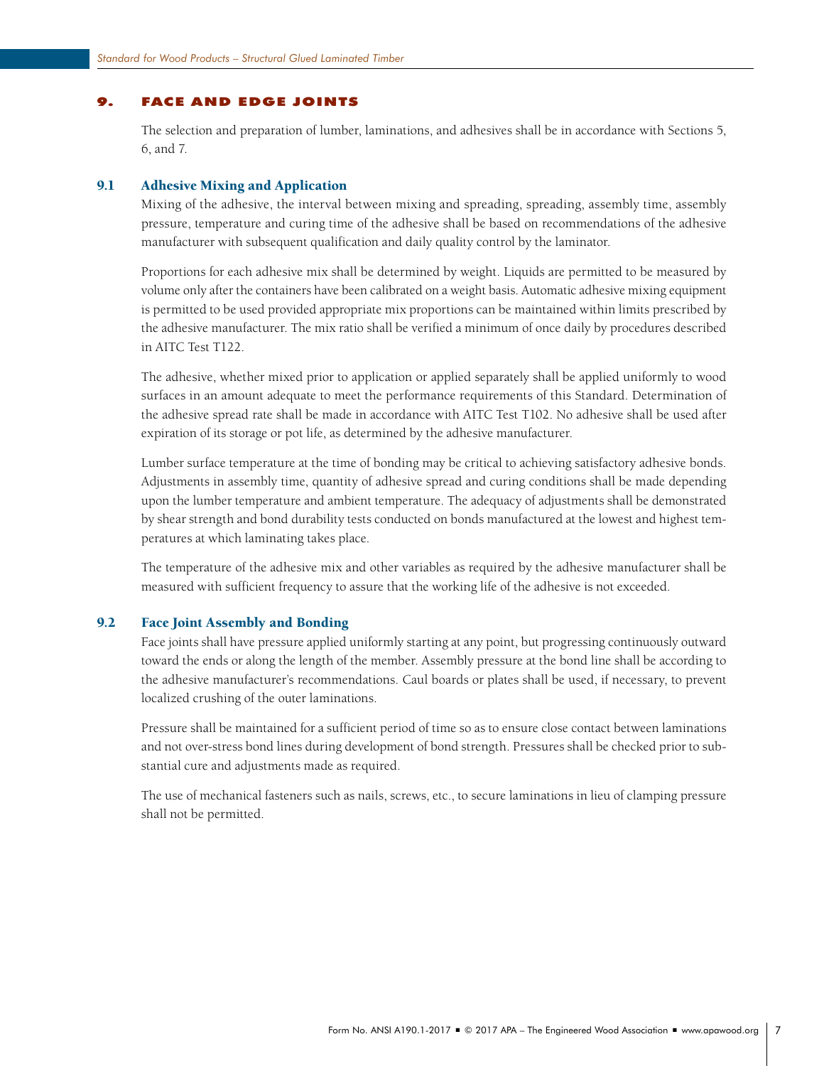# 9. FACE AND EDGE JOINTS

The selection and preparation of lumber, laminations, and adhesives shall be in accordance with Sections 5, 6, and 7.

## 9.1 Adhesive Mixing and Application

Mixing of the adhesive, the interval between mixing and spreading, spreading, assembly time, assembly pressure, temperature and curing time of the adhesive shall be based on recommendations of the adhesive manufacturer with subsequent qualification and daily quality control by the laminator.

Proportions for each adhesive mix shall be determined by weight. Liquids are permitted to be measured by volume only after the containers have been calibrated on a weight basis. Automatic adhesive mixing equipment is permitted to be used provided appropriate mix proportions can be maintained within limits prescribed by the adhesive manufacturer. The mix ratio shall be verified a minimum of once daily by procedures described in AITC Test T122.

The adhesive, whether mixed prior to application or applied separately shall be applied uniformly to wood surfaces in an amount adequate to meet the performance requirements of this Standard. Determination of the adhesive spread rate shall be made in accordance with AITC Test T102. No adhesive shall be used after expiration of its storage or pot life, as determined by the adhesive manufacturer.

Lumber surface temperature at the time of bonding may be critical to achieving satisfactory adhesive bonds. Adjustments in assembly time, quantity of adhesive spread and curing conditions shall be made depending upon the lumber temperature and ambient temperature. The adequacy of adjustments shall be demonstrated by shear strength and bond durability tests conducted on bonds manufactured at the lowest and highest temperatures at which laminating takes place.

The temperature of the adhesive mix and other variables as required by the adhesive manufacturer shall be measured with sufficient frequency to assure that the working life of the adhesive is not exceeded.

## 9.2 Face Joint Assembly and Bonding

Face joints shall have pressure applied uniformly starting at any point, but progressing continuously outward toward the ends or along the length of the member. Assembly pressure at the bond line shall be according to the adhesive manufacturer's recommendations. Caul boards or plates shall be used, if necessary, to prevent localized crushing of the outer laminations.

Pressure shall be maintained for a sufficient period of time so as to ensure close contact between laminations and not over-stress bond lines during development of bond strength. Pressures shall be checked prior to substantial cure and adjustments made as required.

The use of mechanical fasteners such as nails, screws, etc., to secure laminations in lieu of clamping pressure shall not be permitted.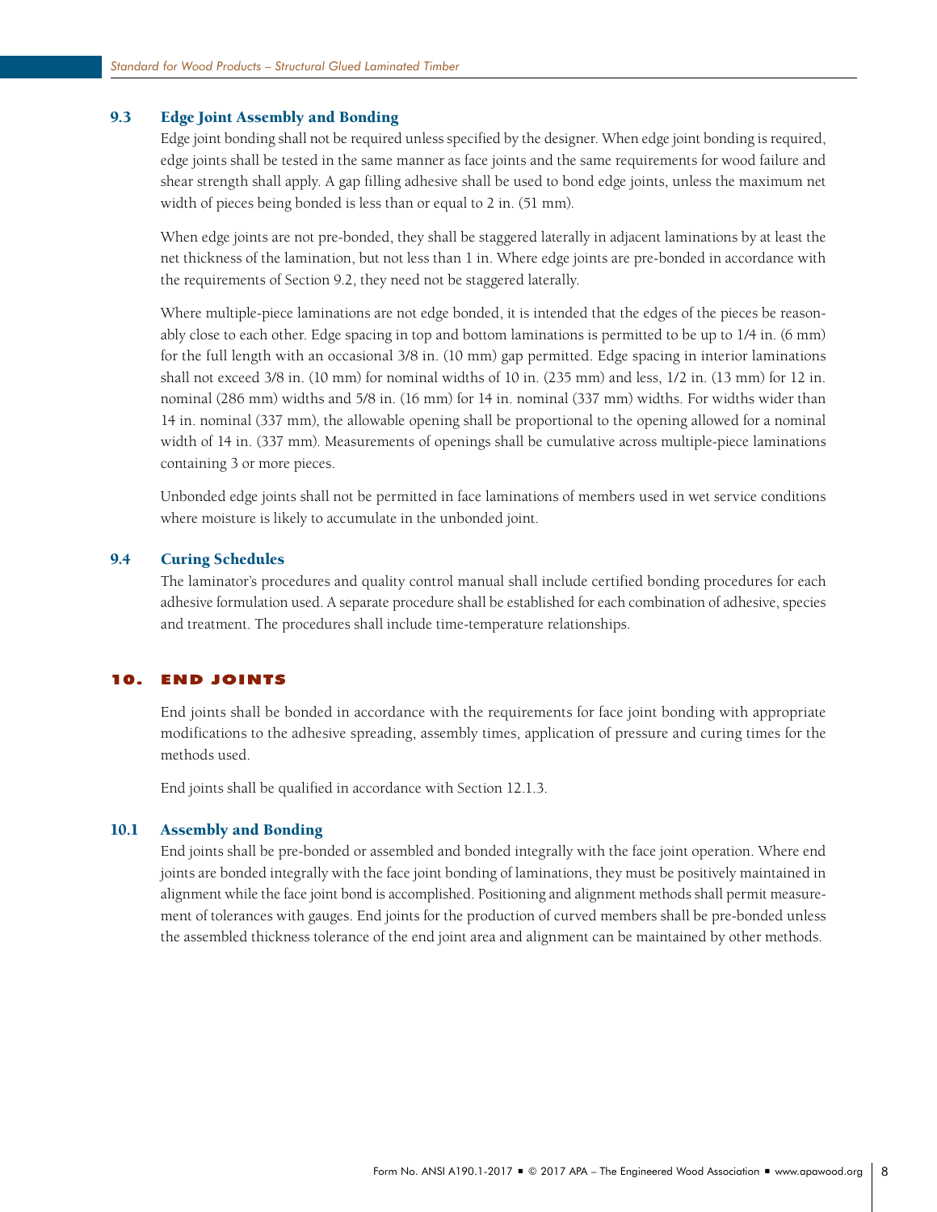### 9.3 Edge Joint Assembly and Bonding

Edge joint bonding shall not be required unless specified by the designer. When edge joint bonding is required, edge joints shall be tested in the same manner as face joints and the same requirements for wood failure and shear strength shall apply. A gap filling adhesive shall be used to bond edge joints, unless the maximum net width of pieces being bonded is less than or equal to 2 in. (51 mm).

When edge joints are not pre-bonded, they shall be staggered laterally in adjacent laminations by at least the net thickness of the lamination, but not less than 1 in. Where edge joints are pre-bonded in accordance with the requirements of Section 9.2, they need not be staggered laterally.

Where multiple-piece laminations are not edge bonded, it is intended that the edges of the pieces be reasonably close to each other. Edge spacing in top and bottom laminations is permitted to be up to 1/4 in. (6 mm) for the full length with an occasional 3/8 in. (10 mm) gap permitted. Edge spacing in interior laminations shall not exceed 3/8 in. (10 mm) for nominal widths of 10 in. (235 mm) and less, 1/2 in. (13 mm) for 12 in. nominal (286 mm) widths and 5/8 in. (16 mm) for 14 in. nominal (337 mm) widths. For widths wider than 14 in. nominal (337 mm), the allowable opening shall be proportional to the opening allowed for a nominal width of 14 in. (337 mm). Measurements of openings shall be cumulative across multiple-piece laminations containing 3 or more pieces.

Unbonded edge joints shall not be permitted in face laminations of members used in wet service conditions where moisture is likely to accumulate in the unbonded joint.

### 9.4 Curing Schedules

The laminator's procedures and quality control manual shall include certified bonding procedures for each adhesive formulation used. A separate procedure shall be established for each combination of adhesive, species and treatment. The procedures shall include time-temperature relationships.

## 10. END JOINTS

End joints shall be bonded in accordance with the requirements for face joint bonding with appropriate modifications to the adhesive spreading, assembly times, application of pressure and curing times for the methods used.

End joints shall be qualified in accordance with Section 12.1.3.

### 10.1 Assembly and Bonding

End joints shall be pre-bonded or assembled and bonded integrally with the face joint operation. Where end joints are bonded integrally with the face joint bonding of laminations, they must be positively maintained in alignment while the face joint bond is accomplished. Positioning and alignment methods shall permit measurement of tolerances with gauges. End joints for the production of curved members shall be pre-bonded unless the assembled thickness tolerance of the end joint area and alignment can be maintained by other methods.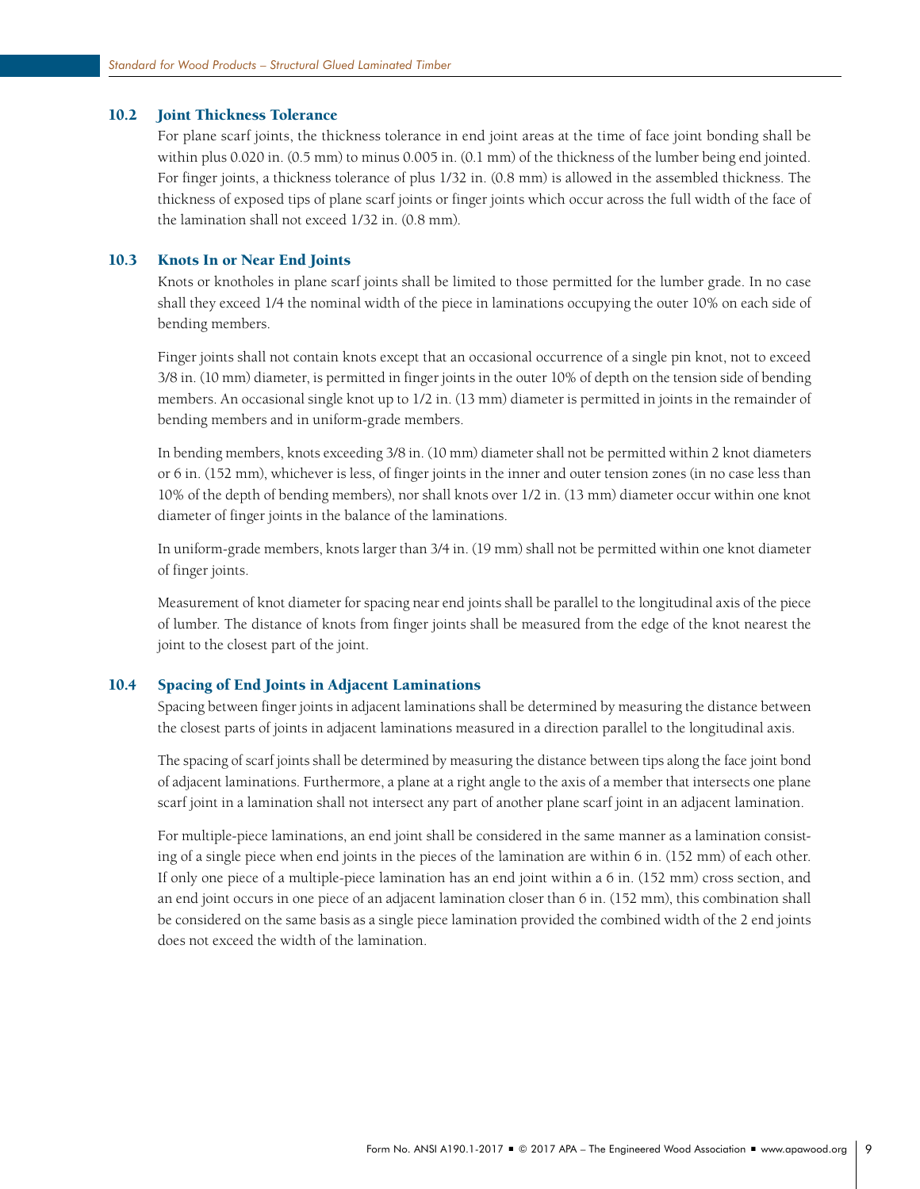### 10.2 Joint Thickness Tolerance

For plane scarf joints, the thickness tolerance in end joint areas at the time of face joint bonding shall be within plus 0.020 in. (0.5 mm) to minus 0.005 in. (0.1 mm) of the thickness of the lumber being end jointed. For finger joints, a thickness tolerance of plus 1/32 in. (0.8 mm) is allowed in the assembled thickness. The thickness of exposed tips of plane scarf joints or finger joints which occur across the full width of the face of the lamination shall not exceed 1/32 in. (0.8 mm).

### 10.3 Knots In or Near End Joints

Knots or knotholes in plane scarf joints shall be limited to those permitted for the lumber grade. In no case shall they exceed 1/4 the nominal width of the piece in laminations occupying the outer 10% on each side of bending members.

Finger joints shall not contain knots except that an occasional occurrence of a single pin knot, not to exceed 3/8 in. (10 mm) diameter, is permitted in finger joints in the outer 10% of depth on the tension side of bending members. An occasional single knot up to 1/2 in. (13 mm) diameter is permitted in joints in the remainder of bending members and in uniform-grade members.

In bending members, knots exceeding 3/8 in. (10 mm) diameter shall not be permitted within 2 knot diameters or 6 in. (152 mm), whichever is less, of finger joints in the inner and outer tension zones (in no case less than 10% of the depth of bending members), nor shall knots over 1/2 in. (13 mm) diameter occur within one knot diameter of finger joints in the balance of the laminations.

In uniform-grade members, knots larger than 3/4 in. (19 mm) shall not be permitted within one knot diameter of finger joints.

Measurement of knot diameter for spacing near end joints shall be parallel to the longitudinal axis of the piece of lumber. The distance of knots from finger joints shall be measured from the edge of the knot nearest the joint to the closest part of the joint.

### 10.4 Spacing of End Joints in Adjacent Laminations

Spacing between finger joints in adjacent laminations shall be determined by measuring the distance between the closest parts of joints in adjacent laminations measured in a direction parallel to the longitudinal axis.

The spacing of scarf joints shall be determined by measuring the distance between tips along the face joint bond of adjacent laminations. Furthermore, a plane at a right angle to the axis of a member that intersects one plane scarf joint in a lamination shall not intersect any part of another plane scarf joint in an adjacent lamination.

For multiple-piece laminations, an end joint shall be considered in the same manner as a lamination consisting of a single piece when end joints in the pieces of the lamination are within 6 in. (152 mm) of each other. If only one piece of a multiple-piece lamination has an end joint within a 6 in. (152 mm) cross section, and an end joint occurs in one piece of an adjacent lamination closer than 6 in. (152 mm), this combination shall be considered on the same basis as a single piece lamination provided the combined width of the 2 end joints does not exceed the width of the lamination.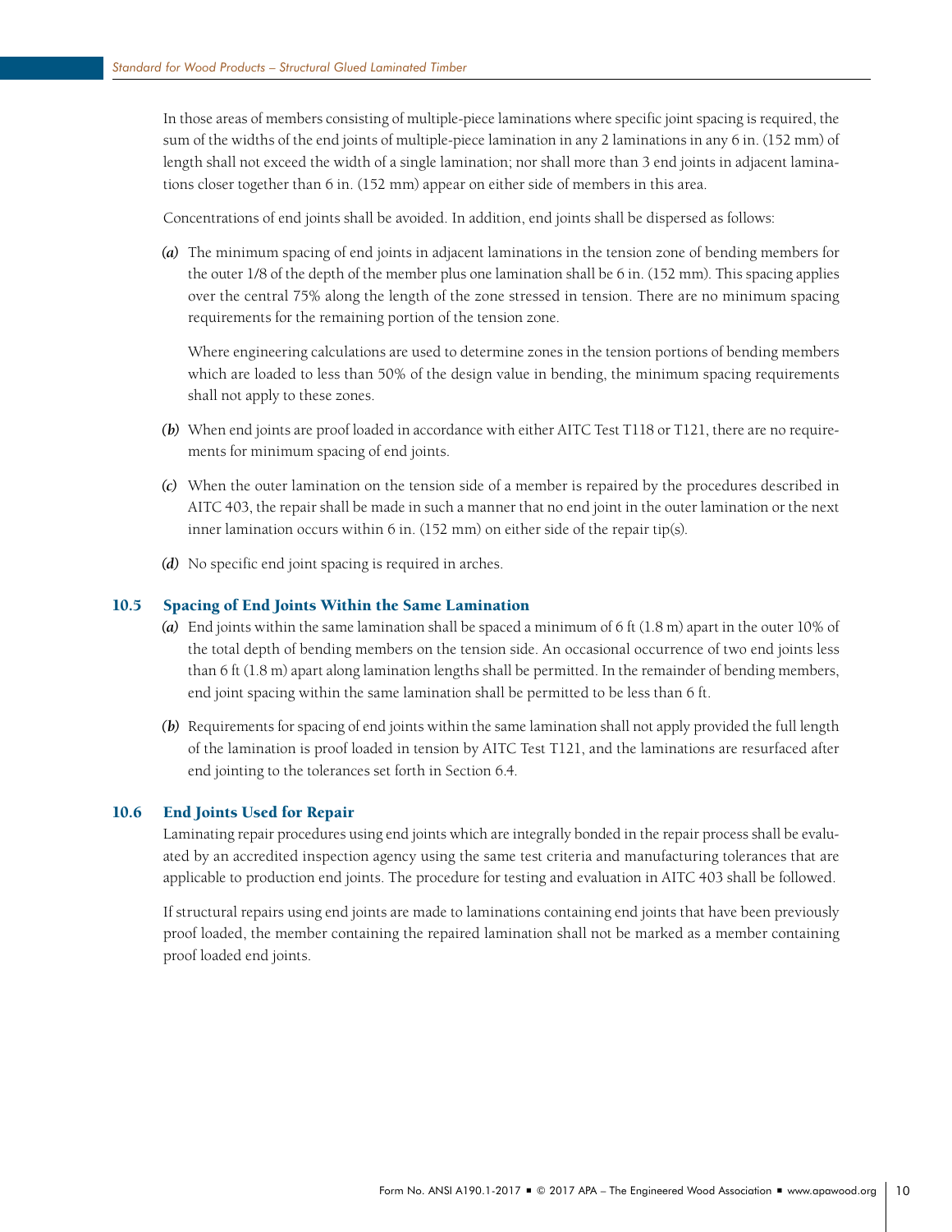In those areas of members consisting of multiple-piece laminations where specific joint spacing is required, the sum of the widths of the end joints of multiple-piece lamination in any 2 laminations in any 6 in. (152 mm) of length shall not exceed the width of a single lamination; nor shall more than 3 end joints in adjacent laminations closer together than 6 in. (152 mm) appear on either side of members in this area.

Concentrations of end joints shall be avoided. In addition, end joints shall be dispersed as follows:

***(a)*** The minimum spacing of end joints in adjacent laminations in the tension zone of bending members for the outer 1/8 of the depth of the member plus one lamination shall be 6 in. (152 mm). This spacing applies over the central 75% along the length of the zone stressed in tension. There are no minimum spacing requirements for the remaining portion of the tension zone.

Where engineering calculations are used to determine zones in the tension portions of bending members which are loaded to less than 50% of the design value in bending, the minimum spacing requirements shall not apply to these zones.

***(b)*** When end joints are proof loaded in accordance with either AITC Test T118 or T121, there are no requirements for minimum spacing of end joints.

***(c)*** When the outer lamination on the tension side of a member is repaired by the procedures described in AITC 403, the repair shall be made in such a manner that no end joint in the outer lamination or the next inner lamination occurs within 6 in. (152 mm) on either side of the repair tip(s).

***(d)*** No specific end joint spacing is required in arches.

## 10.5 Spacing of End Joints Within the Same Lamination

***(a)*** End joints within the same lamination shall be spaced a minimum of 6 ft (1.8 m) apart in the outer 10% of the total depth of bending members on the tension side. An occasional occurrence of two end joints less than 6 ft (1.8 m) apart along lamination lengths shall be permitted. In the remainder of bending members, end joint spacing within the same lamination shall be permitted to be less than 6 ft.

***(b)*** Requirements for spacing of end joints within the same lamination shall not apply provided the full length of the lamination is proof loaded in tension by AITC Test T121, and the laminations are resurfaced after end jointing to the tolerances set forth in Section 6.4.

## 10.6 End Joints Used for Repair

Laminating repair procedures using end joints which are integrally bonded in the repair process shall be evaluated by an accredited inspection agency using the same test criteria and manufacturing tolerances that are applicable to production end joints. The procedure for testing and evaluation in AITC 403 shall be followed.

If structural repairs using end joints are made to laminations containing end joints that have been previously proof loaded, the member containing the repaired lamination shall not be marked as a member containing proof loaded end joints.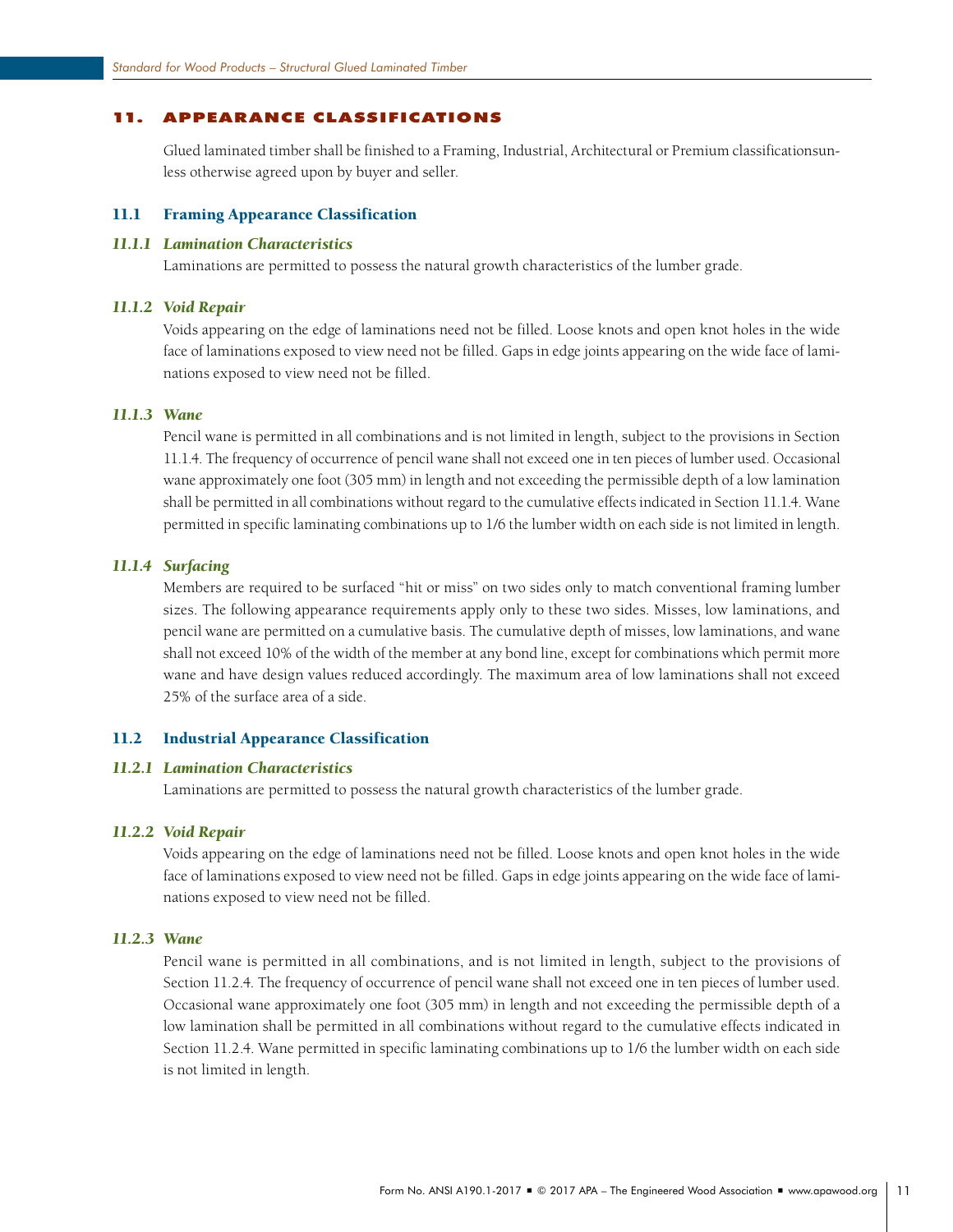## 11. APPEARANCE CLASSIFICATIONS

Glued laminated timber shall be finished to a Framing, Industrial, Architectural or Premium classificationsunless otherwise agreed upon by buyer and seller.

### 11.1 Framing Appearance Classification

#### *11.1.1 Lamination Characteristics*

Laminations are permitted to possess the natural growth characteristics of the lumber grade.

#### *11.1.2 Void Repair*

Voids appearing on the edge of laminations need not be filled. Loose knots and open knot holes in the wide face of laminations exposed to view need not be filled. Gaps in edge joints appearing on the wide face of laminations exposed to view need not be filled.

#### *11.1.3 Wane*

Pencil wane is permitted in all combinations and is not limited in length, subject to the provisions in Section 11.1.4. The frequency of occurrence of pencil wane shall not exceed one in ten pieces of lumber used. Occasional wane approximately one foot (305 mm) in length and not exceeding the permissible depth of a low lamination shall be permitted in all combinations without regard to the cumulative effects indicated in Section 11.1.4. Wane permitted in specific laminating combinations up to 1/6 the lumber width on each side is not limited in length.

#### *11.1.4 Surfacing*

Members are required to be surfaced "hit or miss" on two sides only to match conventional framing lumber sizes. The following appearance requirements apply only to these two sides. Misses, low laminations, and pencil wane are permitted on a cumulative basis. The cumulative depth of misses, low laminations, and wane shall not exceed 10% of the width of the member at any bond line, except for combinations which permit more wane and have design values reduced accordingly. The maximum area of low laminations shall not exceed 25% of the surface area of a side.

### 11.2 Industrial Appearance Classification

#### *11.2.1 Lamination Characteristics*

Laminations are permitted to possess the natural growth characteristics of the lumber grade.

#### *11.2.2 Void Repair*

Voids appearing on the edge of laminations need not be filled. Loose knots and open knot holes in the wide face of laminations exposed to view need not be filled. Gaps in edge joints appearing on the wide face of laminations exposed to view need not be filled.

#### *11.2.3 Wane*

Pencil wane is permitted in all combinations, and is not limited in length, subject to the provisions of Section 11.2.4. The frequency of occurrence of pencil wane shall not exceed one in ten pieces of lumber used. Occasional wane approximately one foot (305 mm) in length and not exceeding the permissible depth of a low lamination shall be permitted in all combinations without regard to the cumulative effects indicated in Section 11.2.4. Wane permitted in specific laminating combinations up to 1/6 the lumber width on each side is not limited in length.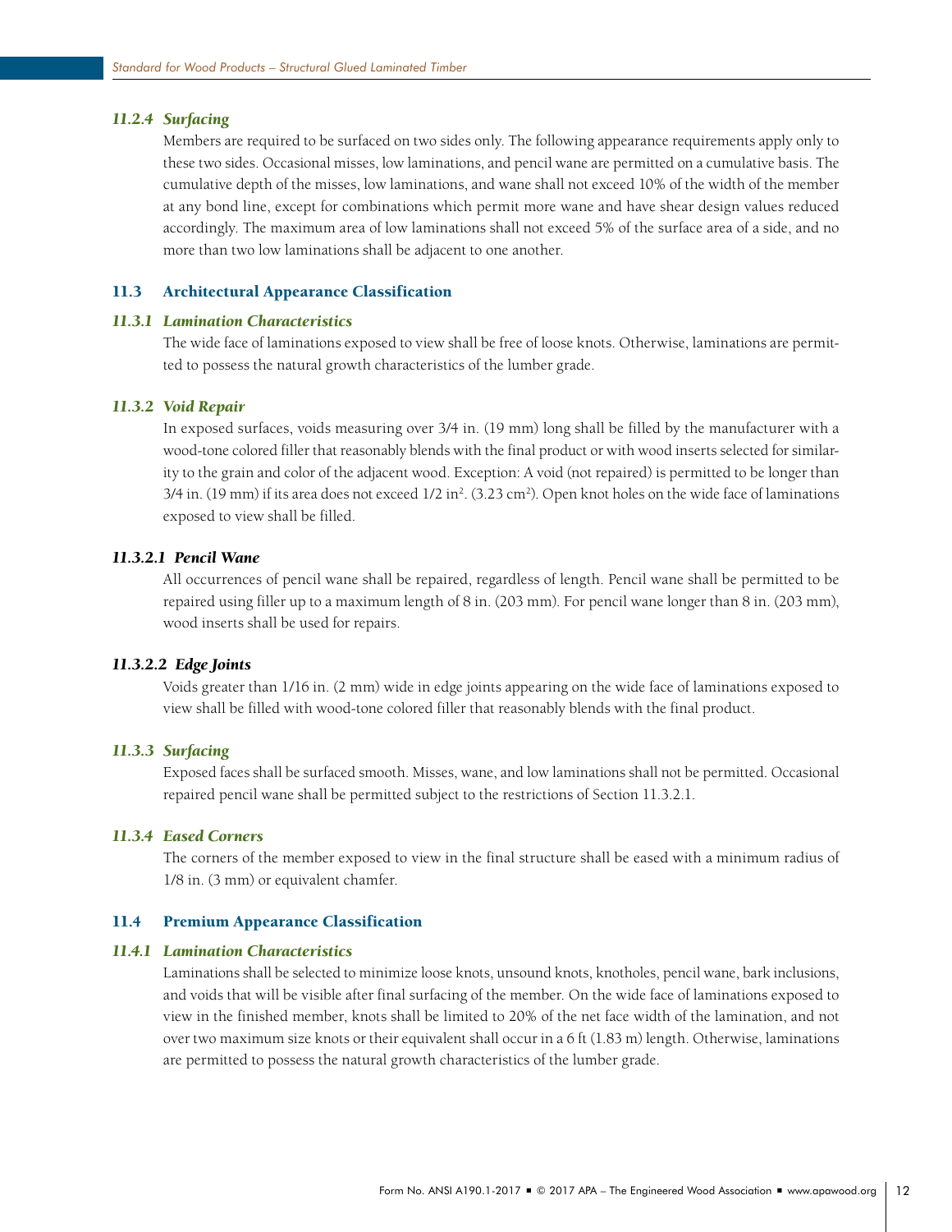#### *11.2.4 Surfacing*

Members are required to be surfaced on two sides only. The following appearance requirements apply only to these two sides. Occasional misses, low laminations, and pencil wane are permitted on a cumulative basis. The cumulative depth of the misses, low laminations, and wane shall not exceed 10% of the width of the member at any bond line, except for combinations which permit more wane and have shear design values reduced accordingly. The maximum area of low laminations shall not exceed 5% of the surface area of a side, and no more than two low laminations shall be adjacent to one another.

### 11.3 Architectural Appearance Classification

#### *11.3.1 Lamination Characteristics*

The wide face of laminations exposed to view shall be free of loose knots. Otherwise, laminations are permitted to possess the natural growth characteristics of the lumber grade.

#### *11.3.2 Void Repair*

In exposed surfaces, voids measuring over 3/4 in. (19 mm) long shall be filled by the manufacturer with a wood-tone colored filler that reasonably blends with the final product or with wood inserts selected for similarity to the grain and color of the adjacent wood. Exception: A void (not repaired) is permitted to be longer than 3/4 in. (19 mm) if its area does not exceed 1/2 in$^2$. (3.23 cm$^2$). Open knot holes on the wide face of laminations exposed to view shall be filled.

#### *11.3.2.1 Pencil Wane*

All occurrences of pencil wane shall be repaired, regardless of length. Pencil wane shall be permitted to be repaired using filler up to a maximum length of 8 in. (203 mm). For pencil wane longer than 8 in. (203 mm), wood inserts shall be used for repairs.

#### *11.3.2.2 Edge Joints*

Voids greater than 1/16 in. (2 mm) wide in edge joints appearing on the wide face of laminations exposed to view shall be filled with wood-tone colored filler that reasonably blends with the final product.

#### *11.3.3 Surfacing*

Exposed faces shall be surfaced smooth. Misses, wane, and low laminations shall not be permitted. Occasional repaired pencil wane shall be permitted subject to the restrictions of Section 11.3.2.1.

#### *11.3.4 Eased Corners*

The corners of the member exposed to view in the final structure shall be eased with a minimum radius of 1/8 in. (3 mm) or equivalent chamfer.

### 11.4 Premium Appearance Classification

#### *11.4.1 Lamination Characteristics*

Laminations shall be selected to minimize loose knots, unsound knots, knotholes, pencil wane, bark inclusions, and voids that will be visible after final surfacing of the member. On the wide face of laminations exposed to view in the finished member, knots shall be limited to 20% of the net face width of the lamination, and not over two maximum size knots or their equivalent shall occur in a 6 ft (1.83 m) length. Otherwise, laminations are permitted to possess the natural growth characteristics of the lumber grade.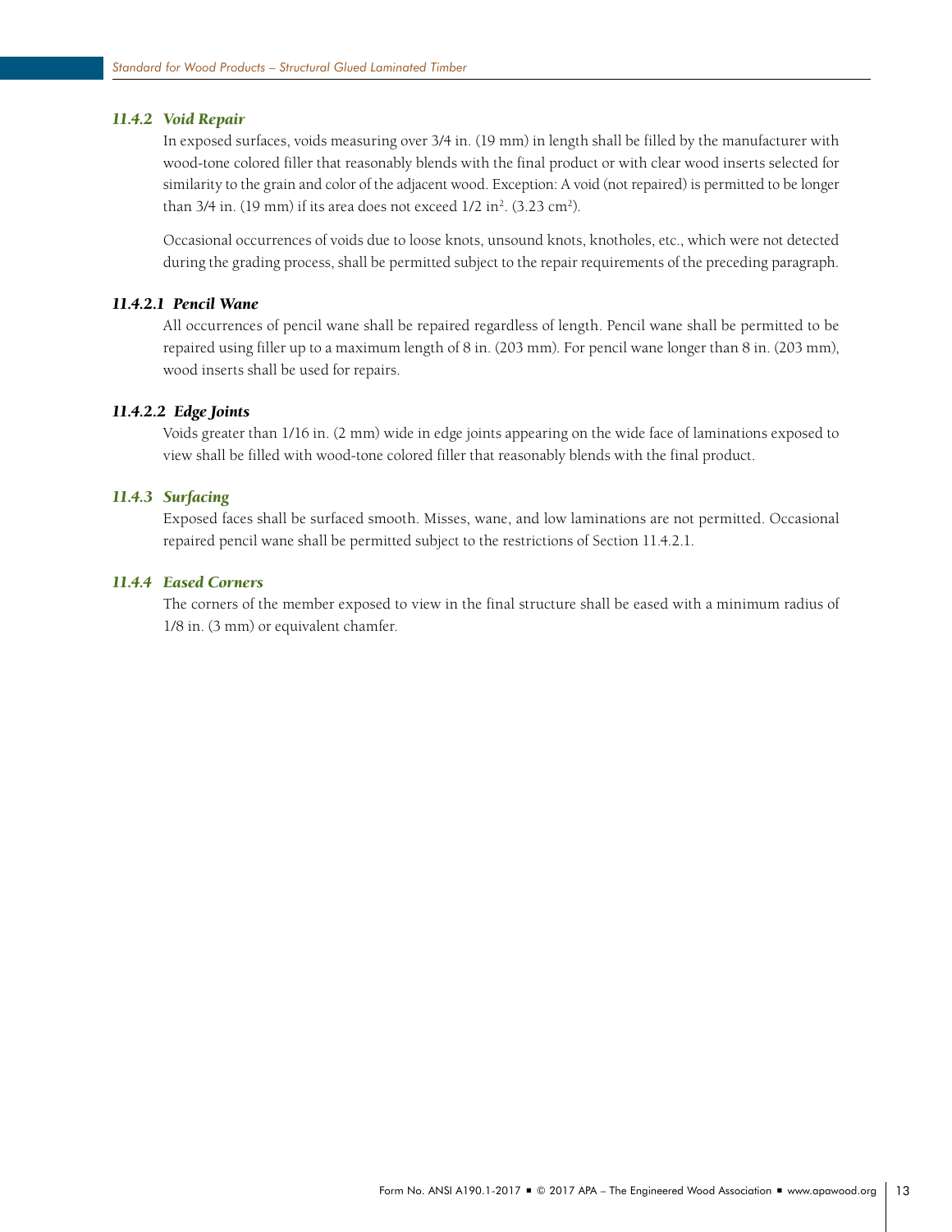### *11.4.2 Void Repair*

In exposed surfaces, voids measuring over 3/4 in. (19 mm) in length shall be filled by the manufacturer with wood-tone colored filler that reasonably blends with the final product or with clear wood inserts selected for similarity to the grain and color of the adjacent wood. Exception: A void (not repaired) is permitted to be longer than 3/4 in. (19 mm) if its area does not exceed 1/2 in$^2$. (3.23 cm$^2$).

Occasional occurrences of voids due to loose knots, unsound knots, knotholes, etc., which were not detected during the grading process, shall be permitted subject to the repair requirements of the preceding paragraph.

#### *11.4.2.1 Pencil Wane*

All occurrences of pencil wane shall be repaired regardless of length. Pencil wane shall be permitted to be repaired using filler up to a maximum length of 8 in. (203 mm). For pencil wane longer than 8 in. (203 mm), wood inserts shall be used for repairs.

#### *11.4.2.2 Edge Joints*

Voids greater than 1/16 in. (2 mm) wide in edge joints appearing on the wide face of laminations exposed to view shall be filled with wood-tone colored filler that reasonably blends with the final product.

### *11.4.3 Surfacing*

Exposed faces shall be surfaced smooth. Misses, wane, and low laminations are not permitted. Occasional repaired pencil wane shall be permitted subject to the restrictions of Section 11.4.2.1.

### *11.4.4 Eased Corners*

The corners of the member exposed to view in the final structure shall be eased with a minimum radius of 1/8 in. (3 mm) or equivalent chamfer.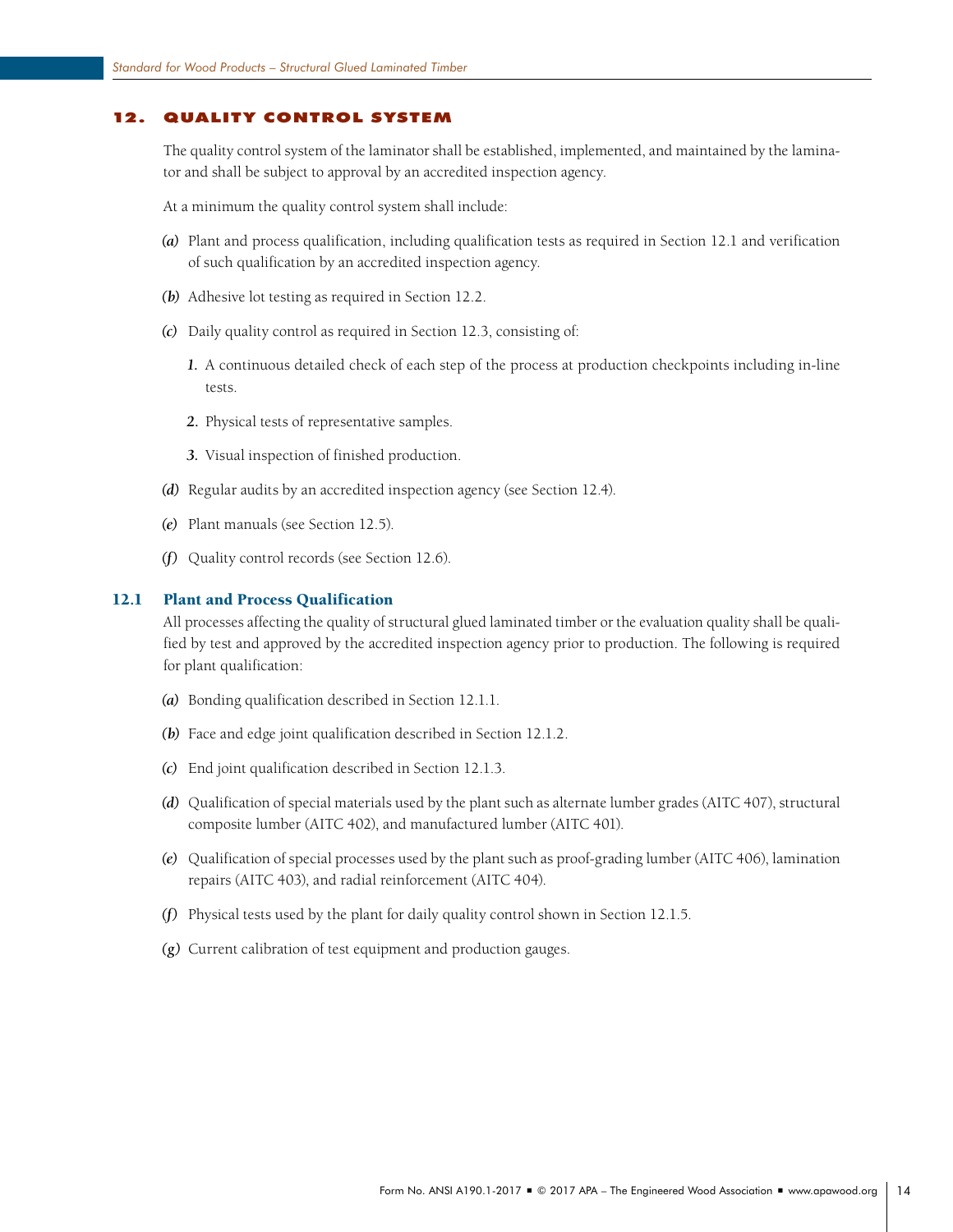## 12. QUALITY CONTROL SYSTEM

The quality control system of the laminator shall be established, implemented, and maintained by the laminator and shall be subject to approval by an accredited inspection agency.

At a minimum the quality control system shall include:

*(a)* Plant and process qualification, including qualification tests as required in Section 12.1 and verification of such qualification by an accredited inspection agency.

*(b)* Adhesive lot testing as required in Section 12.2.

*(c)* Daily quality control as required in Section 12.3, consisting of:

*1.* A continuous detailed check of each step of the process at production checkpoints including in-line tests.

*2.* Physical tests of representative samples.

*3.* Visual inspection of finished production.

*(d)* Regular audits by an accredited inspection agency (see Section 12.4).

*(e)* Plant manuals (see Section 12.5).

*(f)* Quality control records (see Section 12.6).

### 12.1 Plant and Process Qualification

All processes affecting the quality of structural glued laminated timber or the evaluation quality shall be qualified by test and approved by the accredited inspection agency prior to production. The following is required for plant qualification:

*(a)* Bonding qualification described in Section 12.1.1.

*(b)* Face and edge joint qualification described in Section 12.1.2.

*(c)* End joint qualification described in Section 12.1.3.

*(d)* Qualification of special materials used by the plant such as alternate lumber grades (AITC 407), structural composite lumber (AITC 402), and manufactured lumber (AITC 401).

*(e)* Qualification of special processes used by the plant such as proof-grading lumber (AITC 406), lamination repairs (AITC 403), and radial reinforcement (AITC 404).

*(f)* Physical tests used by the plant for daily quality control shown in Section 12.1.5.

*(g)* Current calibration of test equipment and production gauges.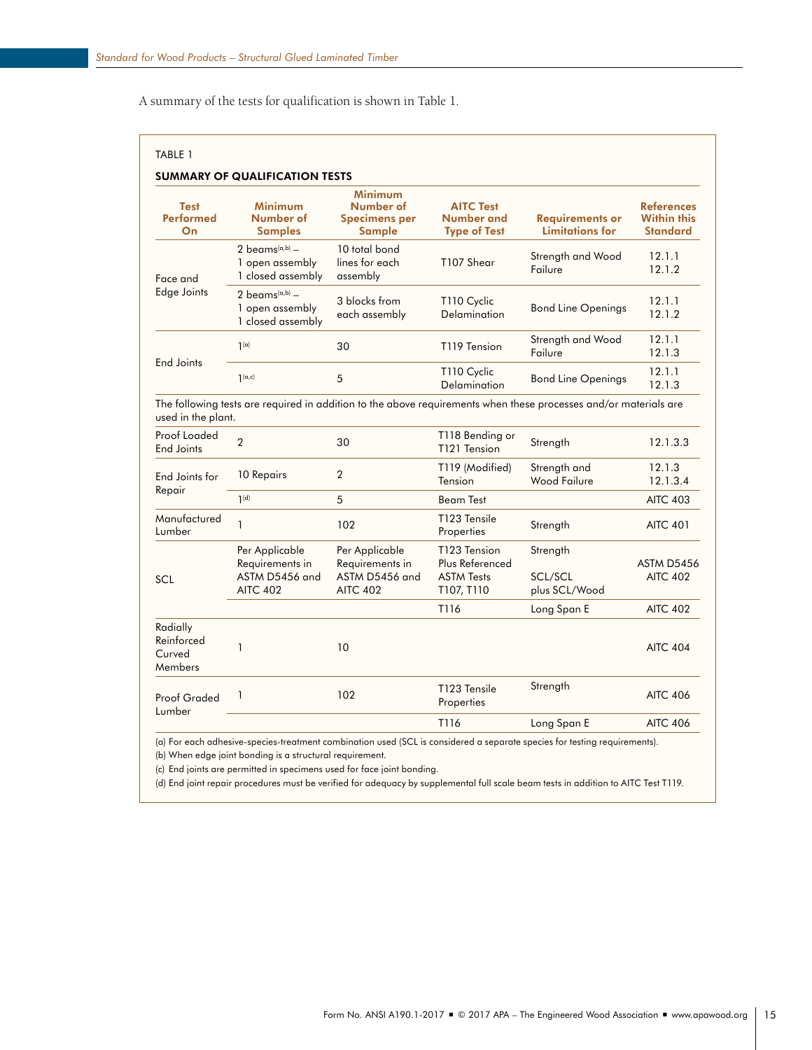A summary of the tests for qualification is shown in Table 1.

TABLE 1

**SUMMARY OF QUALIFICATION TESTS**

| Test Performed On | Minimum Number of Samples | Minimum Number of Specimens per Sample | AITC Test Number and Type of Test | Requirements or Limitations for | References Within this Standard |
|---|---|---|---|---|---|
| Face and Edge Joints | 2 beams[a,b] – 1 open assembly 1 closed assembly | 10 total bond lines for each assembly | T107 Shear | Strength and Wood Failure | 12.1.1 12.1.2 |
| | 2 beams[a,b] – 1 open assembly 1 closed assembly | 3 blocks from each assembly | T110 Cyclic Delamination | Bond Line Openings | 12.1.1 12.1.2 |
| End Joints | 1[a] | 30 | T119 Tension | Strength and Wood Failure | 12.1.1 12.1.3 |
| | 1[a,c] | 5 | T110 Cyclic Delamination | Bond Line Openings | 12.1.1 12.1.3 |
| The following tests are required in addition to the above requirements when these processes and/or materials are used in the plant. | | | | | |
| Proof Loaded End Joints | 2 | 30 | T118 Bending or T121 Tension | Strength | 12.1.3.3 |
| End Joints for Repair | 10 Repairs | 2 | T119 (Modified) Tension | Strength and Wood Failure | 12.1.3 12.1.3.4 |
| | 1[d] | 5 | Beam Test | | AITC 403 |
| Manufactured Lumber | 1 | 102 | T123 Tensile Properties | Strength | AITC 401 |
| SCL | Per Applicable Requirements in ASTM D5456 and AITC 402 | Per Applicable Requirements in ASTM D5456 and AITC 402 | T123 Tension Plus Referenced ASTM Tests T107, T110 | Strength SCL/SCL plus SCL/Wood | ASTM D5456 AITC 402 |
| | | | T116 | Long Span E | AITC 402 |
| Radially Reinforced Curved Members | 1 | 10 | | | AITC 404 |
| Proof Graded Lumber | 1 | 102 | T123 Tensile Properties | Strength | AITC 406 |
| | | | T116 | Long Span E | AITC 406 |

(a) For each adhesive-species-treatment combination used (SCL is considered a separate species for testing requirements).
(b) When edge joint bonding is a structural requirement.
(c) End joints are permitted in specimens used for face joint bonding.
(d) End joint repair procedures must be verified for adequacy by supplemental full scale beam tests in addition to AITC Test T119.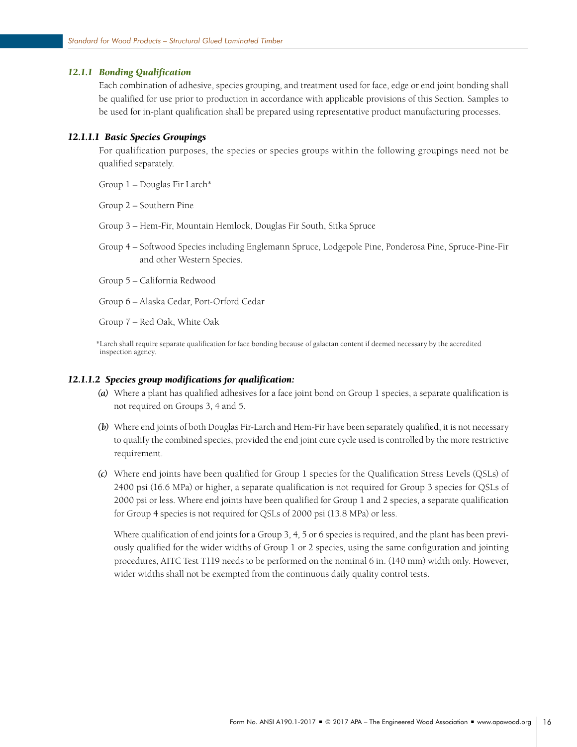### *12.1.1 Bonding Qualification*

Each combination of adhesive, species grouping, and treatment used for face, edge or end joint bonding shall be qualified for use prior to production in accordance with applicable provisions of this Section. Samples to be used for in-plant qualification shall be prepared using representative product manufacturing processes.

#### *12.1.1.1 Basic Species Groupings*

For qualification purposes, the species or species groups within the following groupings need not be qualified separately.

Group 1 – Douglas Fir Larch*

Group 2 – Southern Pine

Group 3 – Hem-Fir, Mountain Hemlock, Douglas Fir South, Sitka Spruce

Group 4 – Softwood Species including Englemann Spruce, Lodgepole Pine, Ponderosa Pine, Spruce-Pine-Fir and other Western Species.

Group 5 – California Redwood

Group 6 – Alaska Cedar, Port-Orford Cedar

Group 7 – Red Oak, White Oak

*Larch shall require separate qualification for face bonding because of galactan content if deemed necessary by the accredited inspection agency.

#### *12.1.1.2 Species group modifications for qualification:*

*(a)* Where a plant has qualified adhesives for a face joint bond on Group 1 species, a separate qualification is not required on Groups 3, 4 and 5.

*(b)* Where end joints of both Douglas Fir-Larch and Hem-Fir have been separately qualified, it is not necessary to qualify the combined species, provided the end joint cure cycle used is controlled by the more restrictive requirement.

*(c)* Where end joints have been qualified for Group 1 species for the Qualification Stress Levels (QSLs) of 2400 psi (16.6 MPa) or higher, a separate qualification is not required for Group 3 species for QSLs of 2000 psi or less. Where end joints have been qualified for Group 1 and 2 species, a separate qualification for Group 4 species is not required for QSLs of 2000 psi (13.8 MPa) or less.

Where qualification of end joints for a Group 3, 4, 5 or 6 species is required, and the plant has been previously qualified for the wider widths of Group 1 or 2 species, using the same configuration and jointing procedures, AITC Test T119 needs to be performed on the nominal 6 in. (140 mm) width only. However, wider widths shall not be exempted from the continuous daily quality control tests.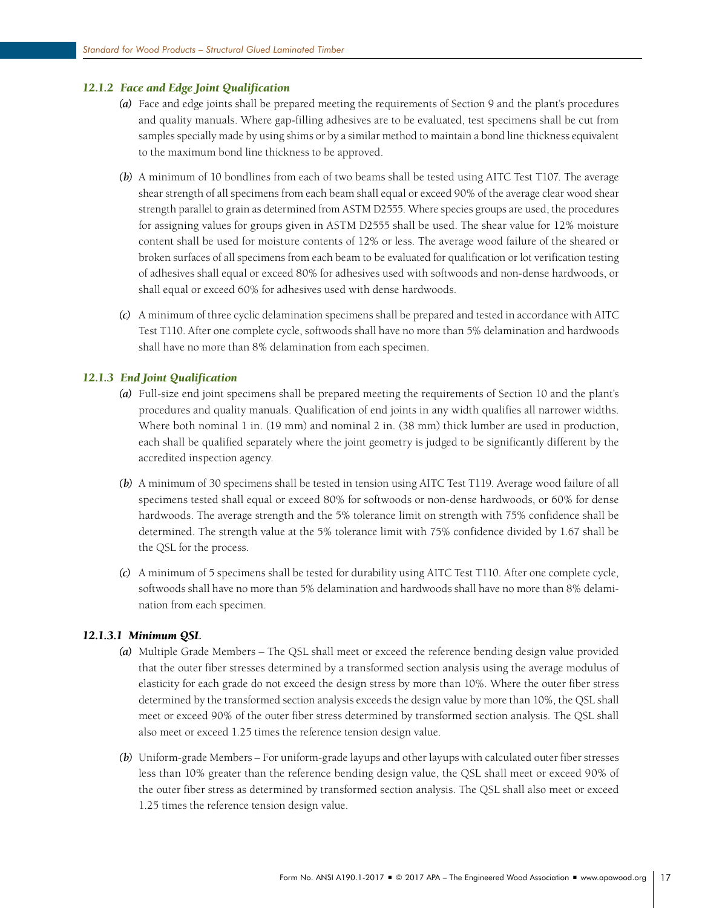### *12.1.2 Face and Edge Joint Qualification*

*(a)* Face and edge joints shall be prepared meeting the requirements of Section 9 and the plant's procedures and quality manuals. Where gap-filling adhesives are to be evaluated, test specimens shall be cut from samples specially made by using shims or by a similar method to maintain a bond line thickness equivalent to the maximum bond line thickness to be approved.

*(b)* A minimum of 10 bondlines from each of two beams shall be tested using AITC Test T107. The average shear strength of all specimens from each beam shall equal or exceed 90% of the average clear wood shear strength parallel to grain as determined from ASTM D2555. Where species groups are used, the procedures for assigning values for groups given in ASTM D2555 shall be used. The shear value for 12% moisture content shall be used for moisture contents of 12% or less. The average wood failure of the sheared or broken surfaces of all specimens from each beam to be evaluated for qualification or lot verification testing of adhesives shall equal or exceed 80% for adhesives used with softwoods and non-dense hardwoods, or shall equal or exceed 60% for adhesives used with dense hardwoods.

*(c)* A minimum of three cyclic delamination specimens shall be prepared and tested in accordance with AITC Test T110. After one complete cycle, softwoods shall have no more than 5% delamination and hardwoods shall have no more than 8% delamination from each specimen.

### *12.1.3 End Joint Qualification*

*(a)* Full-size end joint specimens shall be prepared meeting the requirements of Section 10 and the plant's procedures and quality manuals. Qualification of end joints in any width qualifies all narrower widths. Where both nominal 1 in. (19 mm) and nominal 2 in. (38 mm) thick lumber are used in production, each shall be qualified separately where the joint geometry is judged to be significantly different by the accredited inspection agency.

*(b)* A minimum of 30 specimens shall be tested in tension using AITC Test T119. Average wood failure of all specimens tested shall equal or exceed 80% for softwoods or non-dense hardwoods, or 60% for dense hardwoods. The average strength and the 5% tolerance limit on strength with 75% confidence shall be determined. The strength value at the 5% tolerance limit with 75% confidence divided by 1.67 shall be the QSL for the process.

*(c)* A minimum of 5 specimens shall be tested for durability using AITC Test T110. After one complete cycle, softwoods shall have no more than 5% delamination and hardwoods shall have no more than 8% delamination from each specimen.

#### *12.1.3.1 Minimum QSL*

*(a)* Multiple Grade Members – The QSL shall meet or exceed the reference bending design value provided that the outer fiber stresses determined by a transformed section analysis using the average modulus of elasticity for each grade do not exceed the design stress by more than 10%. Where the outer fiber stress determined by the transformed section analysis exceeds the design value by more than 10%, the QSL shall meet or exceed 90% of the outer fiber stress determined by transformed section analysis. The QSL shall also meet or exceed 1.25 times the reference tension design value.

*(b)* Uniform-grade Members – For uniform-grade layups and other layups with calculated outer fiber stresses less than 10% greater than the reference bending design value, the QSL shall meet or exceed 90% of the outer fiber stress as determined by transformed section analysis. The QSL shall also meet or exceed 1.25 times the reference tension design value.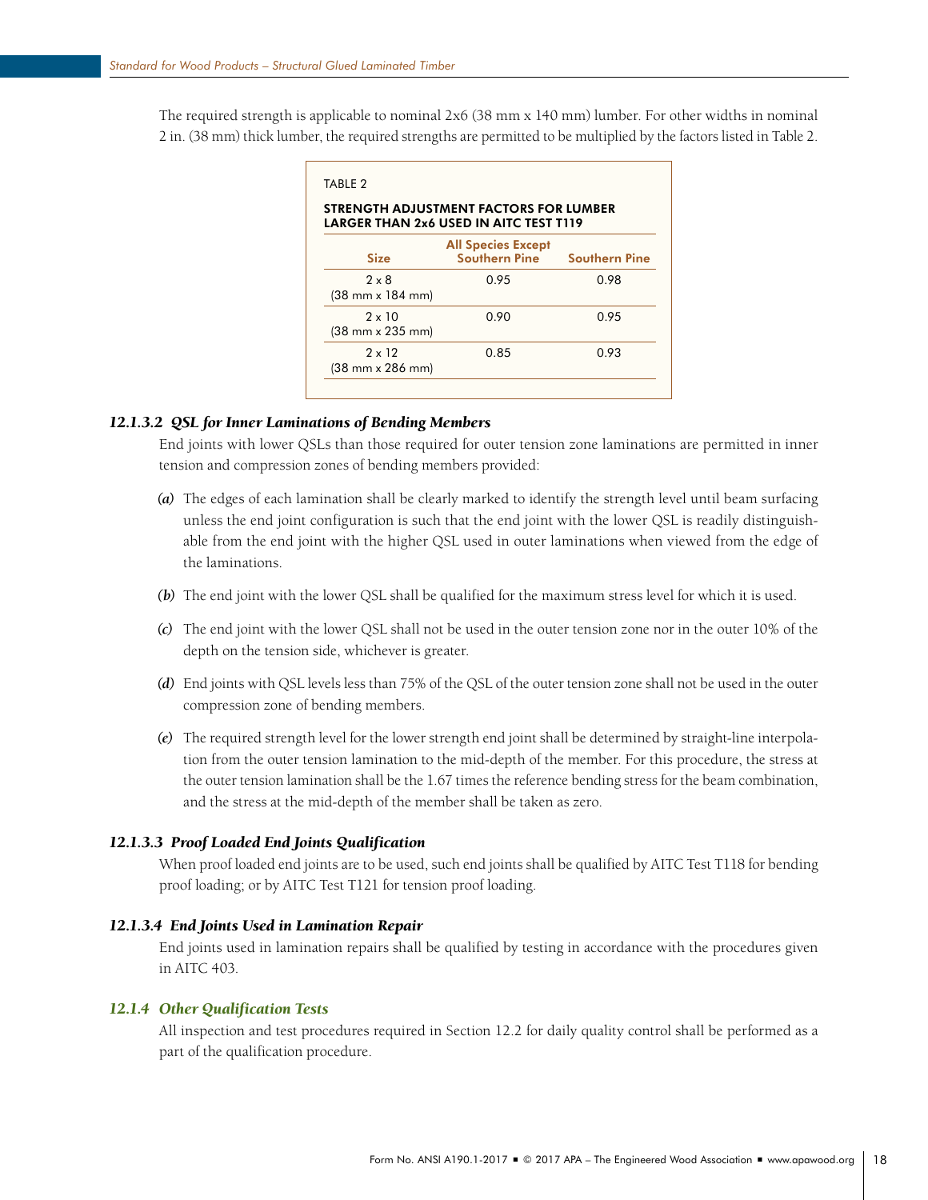The required strength is applicable to nominal 2x6 (38 mm x 140 mm) lumber. For other widths in nominal 2 in. (38 mm) thick lumber, the required strengths are permitted to be multiplied by the factors listed in Table 2.

TABLE 2

**STRENGTH ADJUSTMENT FACTORS FOR LUMBER LARGER THAN 2x6 USED IN AITC TEST T119**

| Size | All Species Except Southern Pine | Southern Pine |
|---|---|---|
| 2 x 8 (38 mm x 184 mm) | 0.95 | 0.98 |
| 2 x 10 (38 mm x 235 mm) | 0.90 | 0.95 |
| 2 x 12 (38 mm x 286 mm) | 0.85 | 0.93 |

#### *12.1.3.2 QSL for Inner Laminations of Bending Members*

End joints with lower QSLs than those required for outer tension zone laminations are permitted in inner tension and compression zones of bending members provided:

*(a)* The edges of each lamination shall be clearly marked to identify the strength level until beam surfacing unless the end joint configuration is such that the end joint with the lower QSL is readily distinguishable from the end joint with the higher QSL used in outer laminations when viewed from the edge of the laminations.

*(b)* The end joint with the lower QSL shall be qualified for the maximum stress level for which it is used.

*(c)* The end joint with the lower QSL shall not be used in the outer tension zone nor in the outer 10% of the depth on the tension side, whichever is greater.

*(d)* End joints with QSL levels less than 75% of the QSL of the outer tension zone shall not be used in the outer compression zone of bending members.

*(e)* The required strength level for the lower strength end joint shall be determined by straight-line interpolation from the outer tension lamination to the mid-depth of the member. For this procedure, the stress at the outer tension lamination shall be the 1.67 times the reference bending stress for the beam combination, and the stress at the mid-depth of the member shall be taken as zero.

#### *12.1.3.3 Proof Loaded End Joints Qualification*

When proof loaded end joints are to be used, such end joints shall be qualified by AITC Test T118 for bending proof loading; or by AITC Test T121 for tension proof loading.

#### *12.1.3.4 End Joints Used in Lamination Repair*

End joints used in lamination repairs shall be qualified by testing in accordance with the procedures given in AITC 403.

### *12.1.4 Other Qualification Tests*

All inspection and test procedures required in Section 12.2 for daily quality control shall be performed as a part of the qualification procedure.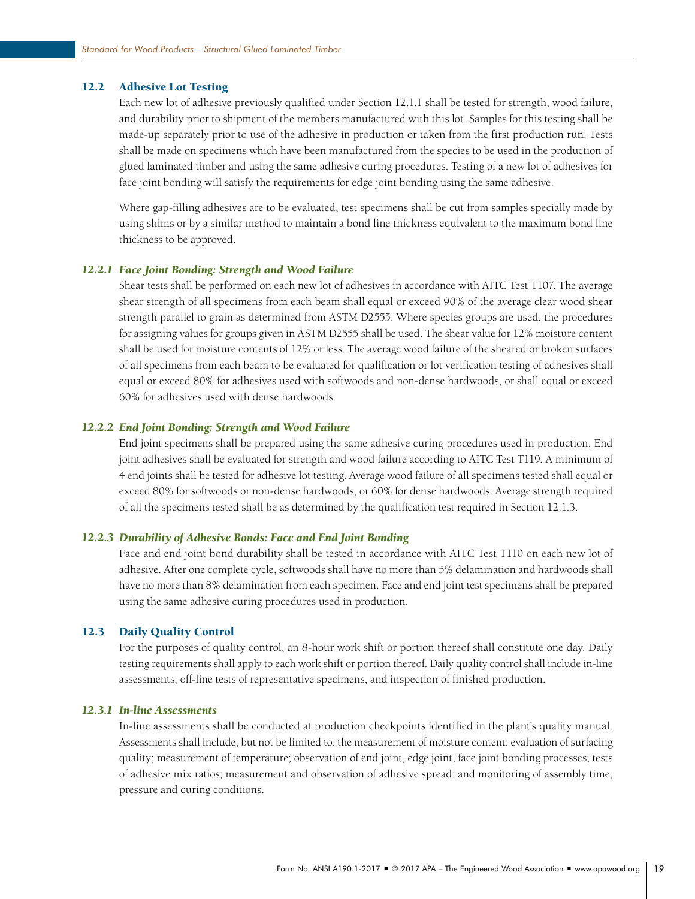## 12.2 Adhesive Lot Testing

Each new lot of adhesive previously qualified under Section 12.1.1 shall be tested for strength, wood failure, and durability prior to shipment of the members manufactured with this lot. Samples for this testing shall be made-up separately prior to use of the adhesive in production or taken from the first production run. Tests shall be made on specimens which have been manufactured from the species to be used in the production of glued laminated timber and using the same adhesive curing procedures. Testing of a new lot of adhesives for face joint bonding will satisfy the requirements for edge joint bonding using the same adhesive.

Where gap-filling adhesives are to be evaluated, test specimens shall be cut from samples specially made by using shims or by a similar method to maintain a bond line thickness equivalent to the maximum bond line thickness to be approved.

### *12.2.1 Face Joint Bonding: Strength and Wood Failure*

Shear tests shall be performed on each new lot of adhesives in accordance with AITC Test T107. The average shear strength of all specimens from each beam shall equal or exceed 90% of the average clear wood shear strength parallel to grain as determined from ASTM D2555. Where species groups are used, the procedures for assigning values for groups given in ASTM D2555 shall be used. The shear value for 12% moisture content shall be used for moisture contents of 12% or less. The average wood failure of the sheared or broken surfaces of all specimens from each beam to be evaluated for qualification or lot verification testing of adhesives shall equal or exceed 80% for adhesives used with softwoods and non-dense hardwoods, or shall equal or exceed 60% for adhesives used with dense hardwoods.

### *12.2.2 End Joint Bonding: Strength and Wood Failure*

End joint specimens shall be prepared using the same adhesive curing procedures used in production. End joint adhesives shall be evaluated for strength and wood failure according to AITC Test T119. A minimum of 4 end joints shall be tested for adhesive lot testing. Average wood failure of all specimens tested shall equal or exceed 80% for softwoods or non-dense hardwoods, or 60% for dense hardwoods. Average strength required of all the specimens tested shall be as determined by the qualification test required in Section 12.1.3.

### *12.2.3 Durability of Adhesive Bonds: Face and End Joint Bonding*

Face and end joint bond durability shall be tested in accordance with AITC Test T110 on each new lot of adhesive. After one complete cycle, softwoods shall have no more than 5% delamination and hardwoods shall have no more than 8% delamination from each specimen. Face and end joint test specimens shall be prepared using the same adhesive curing procedures used in production.

## 12.3 Daily Quality Control

For the purposes of quality control, an 8-hour work shift or portion thereof shall constitute one day. Daily testing requirements shall apply to each work shift or portion thereof. Daily quality control shall include in-line assessments, off-line tests of representative specimens, and inspection of finished production.

### *12.3.1 In-line Assessments*

In-line assessments shall be conducted at production checkpoints identified in the plant's quality manual. Assessments shall include, but not be limited to, the measurement of moisture content; evaluation of surfacing quality; measurement of temperature; observation of end joint, edge joint, face joint bonding processes; tests of adhesive mix ratios; measurement and observation of adhesive spread; and monitoring of assembly time, pressure and curing conditions.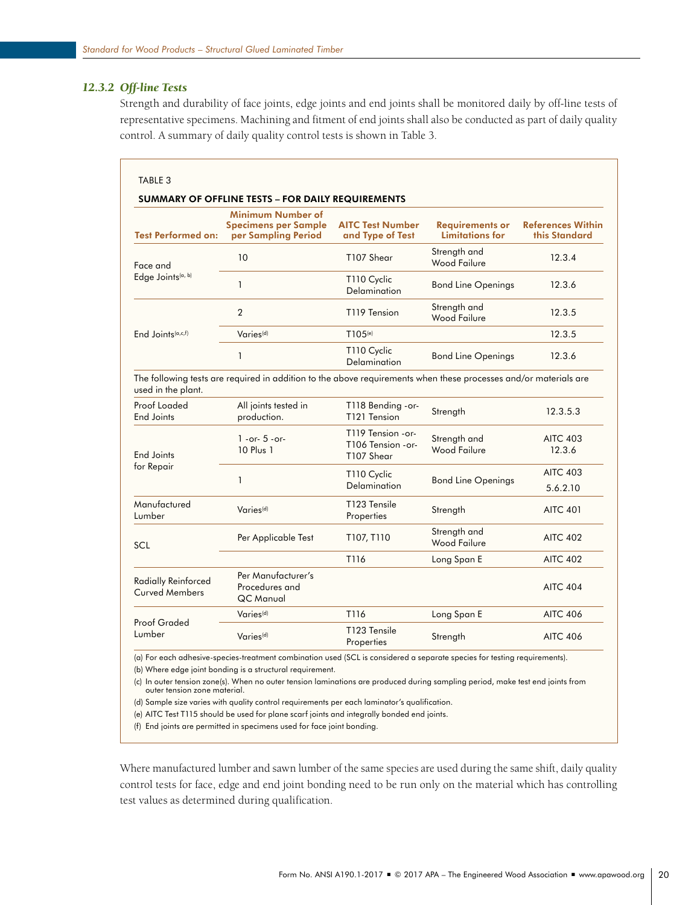### *12.3.2 Off-line Tests*

Strength and durability of face joints, edge joints and end joints shall be monitored daily by off-line tests of representative specimens. Machining and fitment of end joints shall also be conducted as part of daily quality control. A summary of daily quality control tests is shown in Table 3.

TABLE 3

**SUMMARY OF OFFLINE TESTS – FOR DAILY REQUIREMENTS**

| Test Performed on: | Minimum Number of Specimens per Sample per Sampling Period | AITC Test Number and Type of Test | Requirements or Limitations for | References Within this Standard |
|---|---|---|---|---|
| Face and Edge Joints[a, b] | 10 | T107 Shear | Strength and Wood Failure | 12.3.4 |
| | 1 | T110 Cyclic Delamination | Bond Line Openings | 12.3.6 |
| End Joints[a,c,f] | 2 | T119 Tension | Strength and Wood Failure | 12.3.5 |
| | Varies[d] | T105[e] | | 12.3.5 |
| | 1 | T110 Cyclic Delamination | Bond Line Openings | 12.3.6 |
| The following tests are required in addition to the above requirements when these processes and/or materials are used in the plant. | | | | |
| Proof Loaded End Joints | All joints tested in production. | T118 Bending -or- T121 Tension | Strength | 12.3.5.3 |
| End Joints for Repair | 1 -or- 5 -or- 10 Plus 1 | T119 Tension -or- T106 Tension -or- T107 Shear | Strength and Wood Failure | AITC 403 12.3.6 |
| | 1 | T110 Cyclic Delamination | Bond Line Openings | AITC 403 5.6.2.10 |
| Manufactured Lumber | Varies[d] | T123 Tensile Properties | Strength | AITC 401 |
| SCL | Per Applicable Test | T107, T110 | Strength and Wood Failure | AITC 402 |
| | | T116 | Long Span E | AITC 402 |
| Radially Reinforced Curved Members | Per Manufacturer's Procedures and QC Manual | | | AITC 404 |
| Proof Graded Lumber | Varies[d] | T116 | Long Span E | AITC 406 |
| | Varies[d] | T123 Tensile Properties | Strength | AITC 406 |

(a) For each adhesive-species-treatment combination used (SCL is considered a separate species for testing requirements).

(b) Where edge joint bonding is a structural requirement.

(c) In outer tension zone(s). When no outer tension laminations are produced during sampling period, make test end joints from outer tension zone material.

(d) Sample size varies with quality control requirements per each laminator's qualification.

(e) AITC Test T115 should be used for plane scarf joints and integrally bonded end joints.

(f) End joints are permitted in specimens used for face joint bonding.

Where manufactured lumber and sawn lumber of the same species are used during the same shift, daily quality control tests for face, edge and end joint bonding need to be run only on the material which has controlling test values as determined during qualification.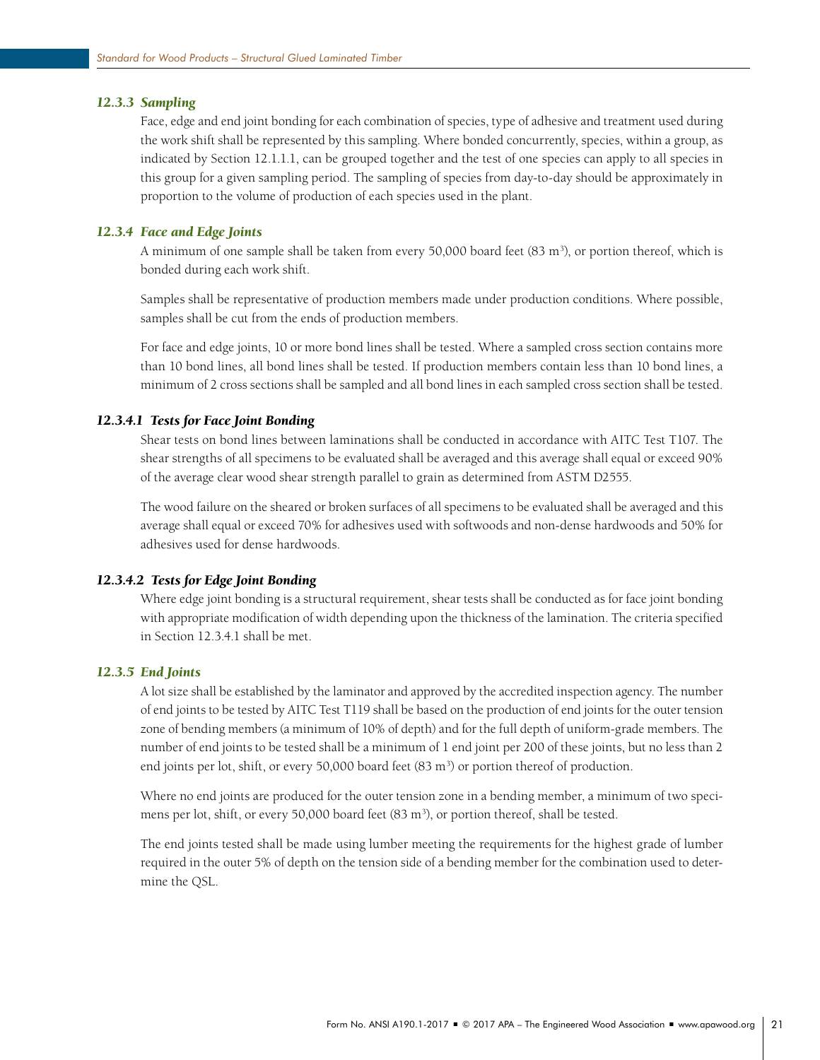### *12.3.3 Sampling*

Face, edge and end joint bonding for each combination of species, type of adhesive and treatment used during the work shift shall be represented by this sampling. Where bonded concurrently, species, within a group, as indicated by Section 12.1.1.1, can be grouped together and the test of one species can apply to all species in this group for a given sampling period. The sampling of species from day-to-day should be approximately in proportion to the volume of production of each species used in the plant.

### *12.3.4 Face and Edge Joints*

A minimum of one sample shall be taken from every 50,000 board feet (83 $m^3$), or portion thereof, which is bonded during each work shift.

Samples shall be representative of production members made under production conditions. Where possible, samples shall be cut from the ends of production members.

For face and edge joints, 10 or more bond lines shall be tested. Where a sampled cross section contains more than 10 bond lines, all bond lines shall be tested. If production members contain less than 10 bond lines, a minimum of 2 cross sections shall be sampled and all bond lines in each sampled cross section shall be tested.

#### *12.3.4.1 Tests for Face Joint Bonding*

Shear tests on bond lines between laminations shall be conducted in accordance with AITC Test T107. The shear strengths of all specimens to be evaluated shall be averaged and this average shall equal or exceed 90% of the average clear wood shear strength parallel to grain as determined from ASTM D2555.

The wood failure on the sheared or broken surfaces of all specimens to be evaluated shall be averaged and this average shall equal or exceed 70% for adhesives used with softwoods and non-dense hardwoods and 50% for adhesives used for dense hardwoods.

#### *12.3.4.2 Tests for Edge Joint Bonding*

Where edge joint bonding is a structural requirement, shear tests shall be conducted as for face joint bonding with appropriate modification of width depending upon the thickness of the lamination. The criteria specified in Section 12.3.4.1 shall be met.

### *12.3.5 End Joints*

A lot size shall be established by the laminator and approved by the accredited inspection agency. The number of end joints to be tested by AITC Test T119 shall be based on the production of end joints for the outer tension zone of bending members (a minimum of 10% of depth) and for the full depth of uniform-grade members. The number of end joints to be tested shall be a minimum of 1 end joint per 200 of these joints, but no less than 2 end joints per lot, shift, or every 50,000 board feet (83 $m^3$) or portion thereof of production.

Where no end joints are produced for the outer tension zone in a bending member, a minimum of two specimens per lot, shift, or every 50,000 board feet (83 $m^3$), or portion thereof, shall be tested.

The end joints tested shall be made using lumber meeting the requirements for the highest grade of lumber required in the outer 5% of depth on the tension side of a bending member for the combination used to determine the QSL.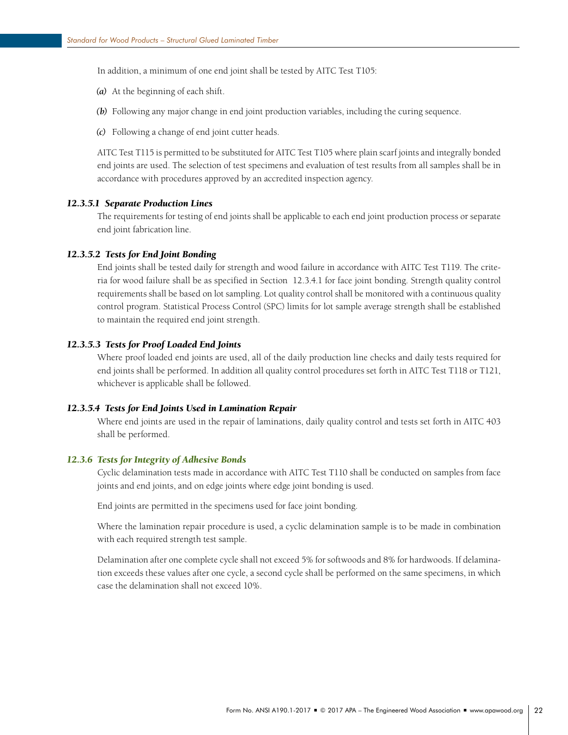In addition, a minimum of one end joint shall be tested by AITC Test T105:

*(a)* At the beginning of each shift.

*(b)* Following any major change in end joint production variables, including the curing sequence.

*(c)* Following a change of end joint cutter heads.

AITC Test T115 is permitted to be substituted for AITC Test T105 where plain scarf joints and integrally bonded end joints are used. The selection of test specimens and evaluation of test results from all samples shall be in accordance with procedures approved by an accredited inspection agency.

#### *12.3.5.1 Separate Production Lines*

The requirements for testing of end joints shall be applicable to each end joint production process or separate end joint fabrication line.

#### *12.3.5.2 Tests for End Joint Bonding*

End joints shall be tested daily for strength and wood failure in accordance with AITC Test T119. The criteria for wood failure shall be as specified in Section 12.3.4.1 for face joint bonding. Strength quality control requirements shall be based on lot sampling. Lot quality control shall be monitored with a continuous quality control program. Statistical Process Control (SPC) limits for lot sample average strength shall be established to maintain the required end joint strength.

#### *12.3.5.3 Tests for Proof Loaded End Joints*

Where proof loaded end joints are used, all of the daily production line checks and daily tests required for end joints shall be performed. In addition all quality control procedures set forth in AITC Test T118 or T121, whichever is applicable shall be followed.

#### *12.3.5.4 Tests for End Joints Used in Lamination Repair*

Where end joints are used in the repair of laminations, daily quality control and tests set forth in AITC 403 shall be performed.

### *12.3.6 Tests for Integrity of Adhesive Bonds*

Cyclic delamination tests made in accordance with AITC Test T110 shall be conducted on samples from face joints and end joints, and on edge joints where edge joint bonding is used.

End joints are permitted in the specimens used for face joint bonding.

Where the lamination repair procedure is used, a cyclic delamination sample is to be made in combination with each required strength test sample.

Delamination after one complete cycle shall not exceed 5% for softwoods and 8% for hardwoods. If delamination exceeds these values after one cycle, a second cycle shall be performed on the same specimens, in which case the delamination shall not exceed 10%.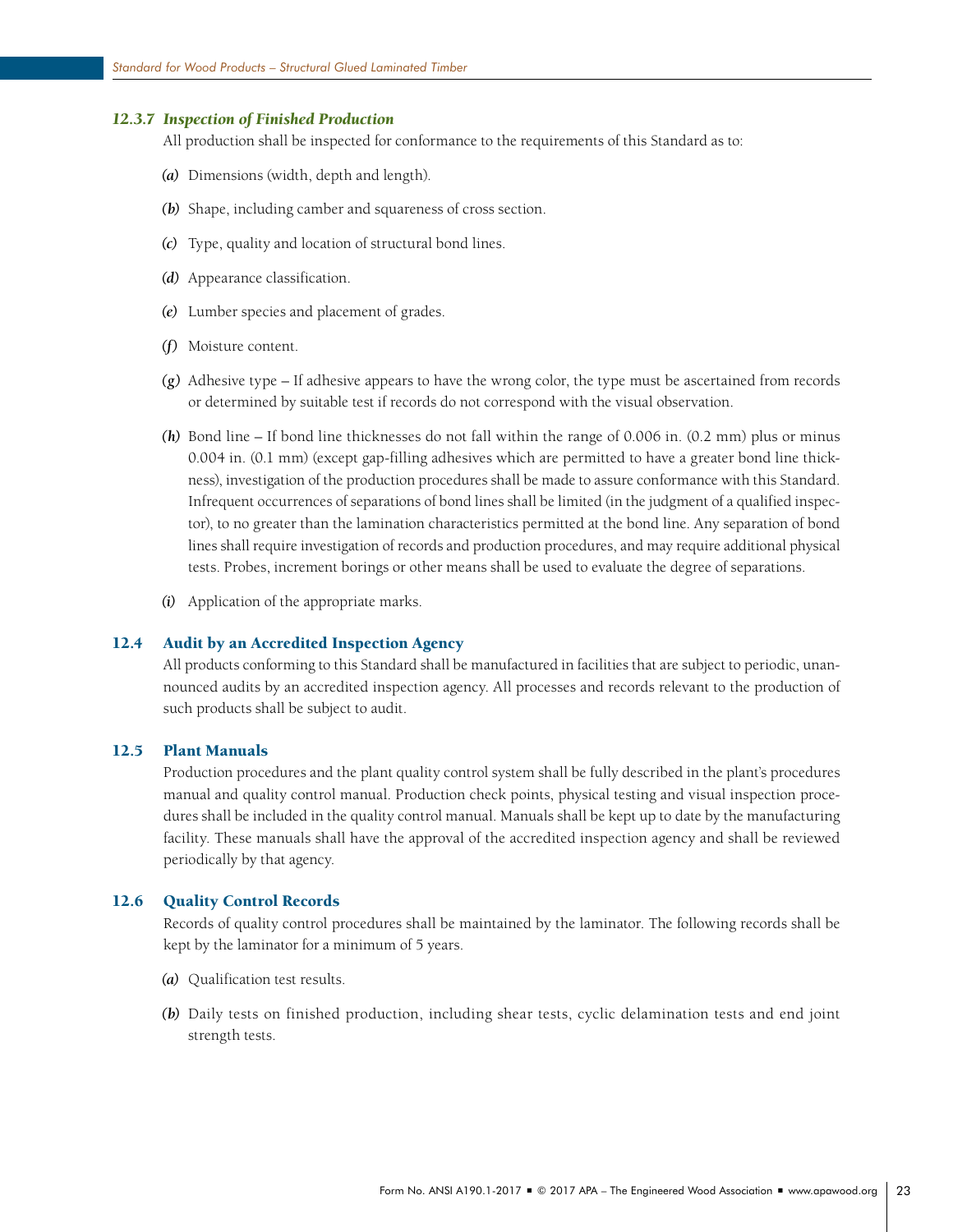### *12.3.7 Inspection of Finished Production*

All production shall be inspected for conformance to the requirements of this Standard as to:

*(a)* Dimensions (width, depth and length).

*(b)* Shape, including camber and squareness of cross section.

*(c)* Type, quality and location of structural bond lines.

*(d)* Appearance classification.

*(e)* Lumber species and placement of grades.

*(f)* Moisture content.

*(g)* Adhesive type – If adhesive appears to have the wrong color, the type must be ascertained from records or determined by suitable test if records do not correspond with the visual observation.

*(h)* Bond line – If bond line thicknesses do not fall within the range of 0.006 in. (0.2 mm) plus or minus 0.004 in. (0.1 mm) (except gap-filling adhesives which are permitted to have a greater bond line thickness), investigation of the production procedures shall be made to assure conformance with this Standard. Infrequent occurrences of separations of bond lines shall be limited (in the judgment of a qualified inspector), to no greater than the lamination characteristics permitted at the bond line. Any separation of bond lines shall require investigation of records and production procedures, and may require additional physical tests. Probes, increment borings or other means shall be used to evaluate the degree of separations.

*(i)* Application of the appropriate marks.

## 12.4 Audit by an Accredited Inspection Agency

All products conforming to this Standard shall be manufactured in facilities that are subject to periodic, unannounced audits by an accredited inspection agency. All processes and records relevant to the production of such products shall be subject to audit.

## 12.5 Plant Manuals

Production procedures and the plant quality control system shall be fully described in the plant's procedures manual and quality control manual. Production check points, physical testing and visual inspection procedures shall be included in the quality control manual. Manuals shall be kept up to date by the manufacturing facility. These manuals shall have the approval of the accredited inspection agency and shall be reviewed periodically by that agency.

## 12.6 Quality Control Records

Records of quality control procedures shall be maintained by the laminator. The following records shall be kept by the laminator for a minimum of 5 years.

*(a)* Qualification test results.

*(b)* Daily tests on finished production, including shear tests, cyclic delamination tests and end joint strength tests.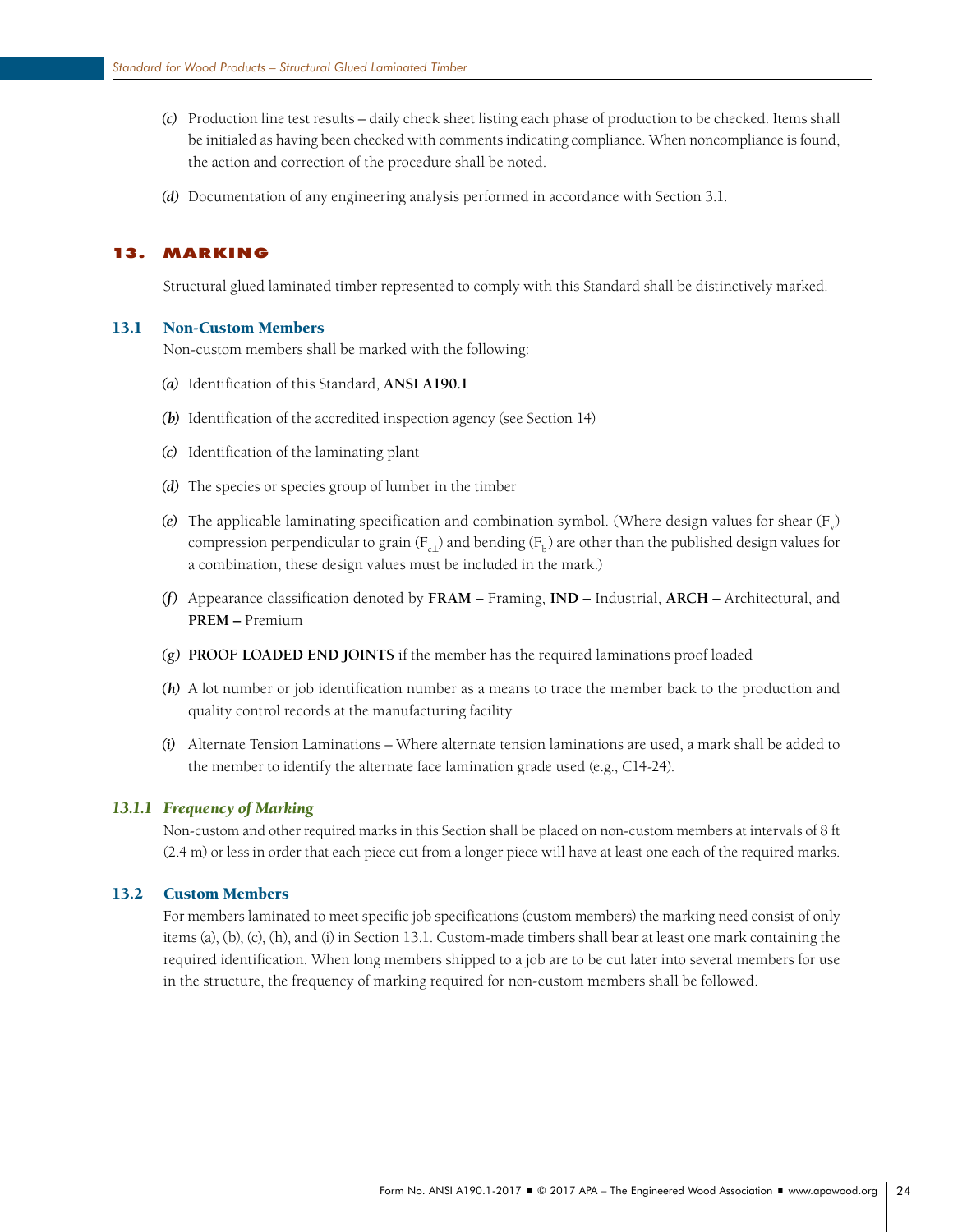*(c)* Production line test results – daily check sheet listing each phase of production to be checked. Items shall be initialed as having been checked with comments indicating compliance. When noncompliance is found, the action and correction of the procedure shall be noted.

*(d)* Documentation of any engineering analysis performed in accordance with Section 3.1.

## 13. MARKING

Structural glued laminated timber represented to comply with this Standard shall be distinctively marked.

### 13.1 Non-Custom Members

Non-custom members shall be marked with the following:

*(a)* Identification of this Standard, **ANSI A190.1**

*(b)* Identification of the accredited inspection agency (see Section 14)

*(c)* Identification of the laminating plant

*(d)* The species or species group of lumber in the timber

*(e)* The applicable laminating specification and combination symbol. (Where design values for shear ($F_v$) compression perpendicular to grain ($F_{c\perp}$) and bending ($F_b$) are other than the published design values for a combination, these design values must be included in the mark.)

*(f)* Appearance classification denoted by **FRAM –** Framing, **IND –** Industrial, **ARCH –** Architectural, and **PREM –** Premium

*(g)* **PROOF LOADED END JOINTS** if the member has the required laminations proof loaded

*(h)* A lot number or job identification number as a means to trace the member back to the production and quality control records at the manufacturing facility

*(i)* Alternate Tension Laminations – Where alternate tension laminations are used, a mark shall be added to the member to identify the alternate face lamination grade used (e.g., C14-24).

#### *13.1.1 Frequency of Marking*

Non-custom and other required marks in this Section shall be placed on non-custom members at intervals of 8 ft (2.4 m) or less in order that each piece cut from a longer piece will have at least one each of the required marks.

### 13.2 Custom Members

For members laminated to meet specific job specifications (custom members) the marking need consist of only items (a), (b), (c), (h), and (i) in Section 13.1. Custom-made timbers shall bear at least one mark containing the required identification. When long members shipped to a job are to be cut later into several members for use in the structure, the frequency of marking required for non-custom members shall be followed.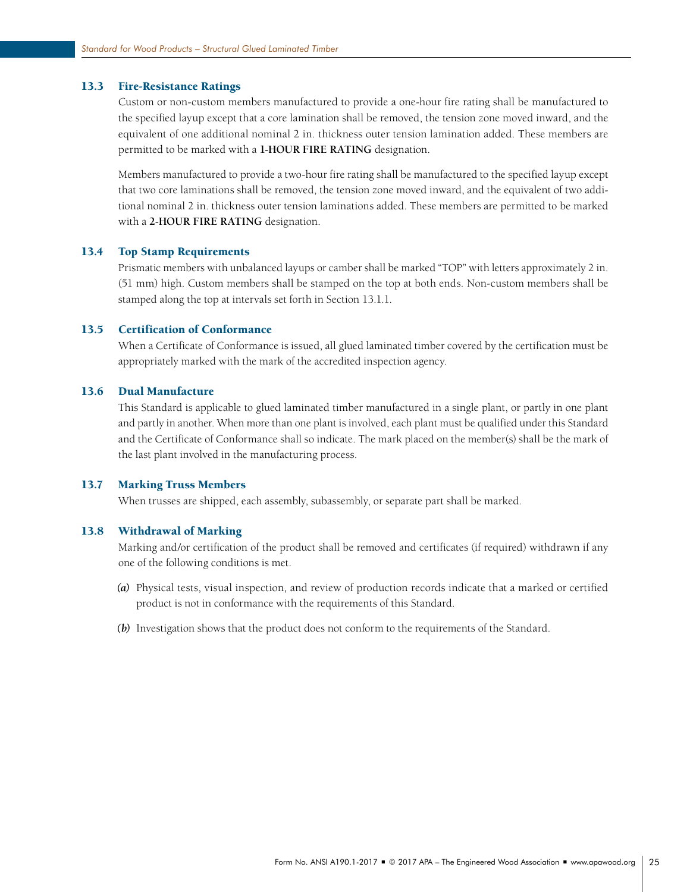### 13.3 Fire-Resistance Ratings

Custom or non-custom members manufactured to provide a one-hour fire rating shall be manufactured to the specified layup except that a core lamination shall be removed, the tension zone moved inward, and the equivalent of one additional nominal 2 in. thickness outer tension lamination added. These members are permitted to be marked with a **1-HOUR FIRE RATING** designation.

Members manufactured to provide a two-hour fire rating shall be manufactured to the specified layup except that two core laminations shall be removed, the tension zone moved inward, and the equivalent of two additional nominal 2 in. thickness outer tension laminations added. These members are permitted to be marked with a **2-HOUR FIRE RATING** designation.

### 13.4 Top Stamp Requirements

Prismatic members with unbalanced layups or camber shall be marked "TOP" with letters approximately 2 in. (51 mm) high. Custom members shall be stamped on the top at both ends. Non-custom members shall be stamped along the top at intervals set forth in Section 13.1.1.

### 13.5 Certification of Conformance

When a Certificate of Conformance is issued, all glued laminated timber covered by the certification must be appropriately marked with the mark of the accredited inspection agency.

### 13.6 Dual Manufacture

This Standard is applicable to glued laminated timber manufactured in a single plant, or partly in one plant and partly in another. When more than one plant is involved, each plant must be qualified under this Standard and the Certificate of Conformance shall so indicate. The mark placed on the member(s) shall be the mark of the last plant involved in the manufacturing process.

### 13.7 Marking Truss Members

When trusses are shipped, each assembly, subassembly, or separate part shall be marked.

### 13.8 Withdrawal of Marking

Marking and/or certification of the product shall be removed and certificates (if required) withdrawn if any one of the following conditions is met.

***(a)*** Physical tests, visual inspection, and review of production records indicate that a marked or certified product is not in conformance with the requirements of this Standard.

***(b)*** Investigation shows that the product does not conform to the requirements of the Standard.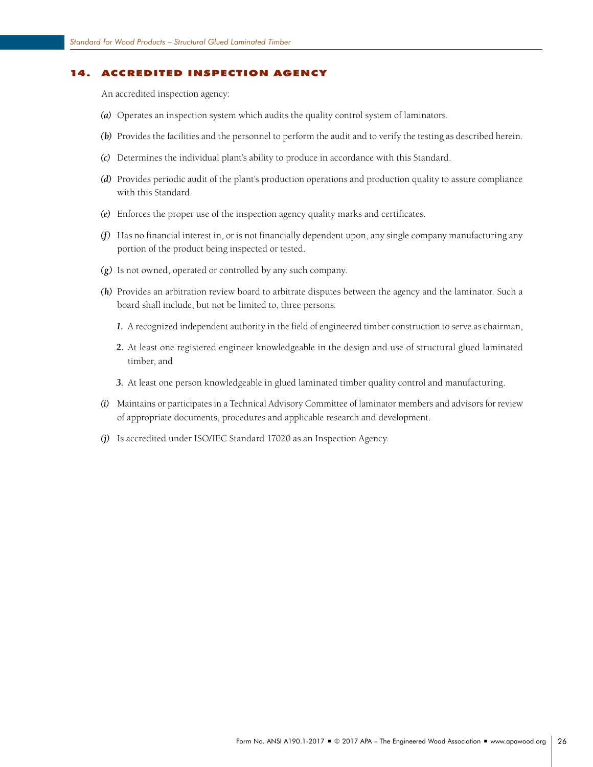## 14. ACCREDITED INSPECTION AGENCY

An accredited inspection agency:

*(a)* Operates an inspection system which audits the quality control system of laminators.

*(b)* Provides the facilities and the personnel to perform the audit and to verify the testing as described herein.

*(c)* Determines the individual plant's ability to produce in accordance with this Standard.

*(d)* Provides periodic audit of the plant's production operations and production quality to assure compliance with this Standard.

*(e)* Enforces the proper use of the inspection agency quality marks and certificates.

*(f)* Has no financial interest in, or is not financially dependent upon, any single company manufacturing any portion of the product being inspected or tested.

*(g)* Is not owned, operated or controlled by any such company.

*(h)* Provides an arbitration review board to arbitrate disputes between the agency and the laminator. Such a board shall include, but not be limited to, three persons:

  *1.* A recognized independent authority in the field of engineered timber construction to serve as chairman,

  *2.* At least one registered engineer knowledgeable in the design and use of structural glued laminated timber, and

  *3.* At least one person knowledgeable in glued laminated timber quality control and manufacturing.

*(i)* Maintains or participates in a Technical Advisory Committee of laminator members and advisors for review of appropriate documents, procedures and applicable research and development.

*(j)* Is accredited under ISO/IEC Standard 17020 as an Inspection Agency.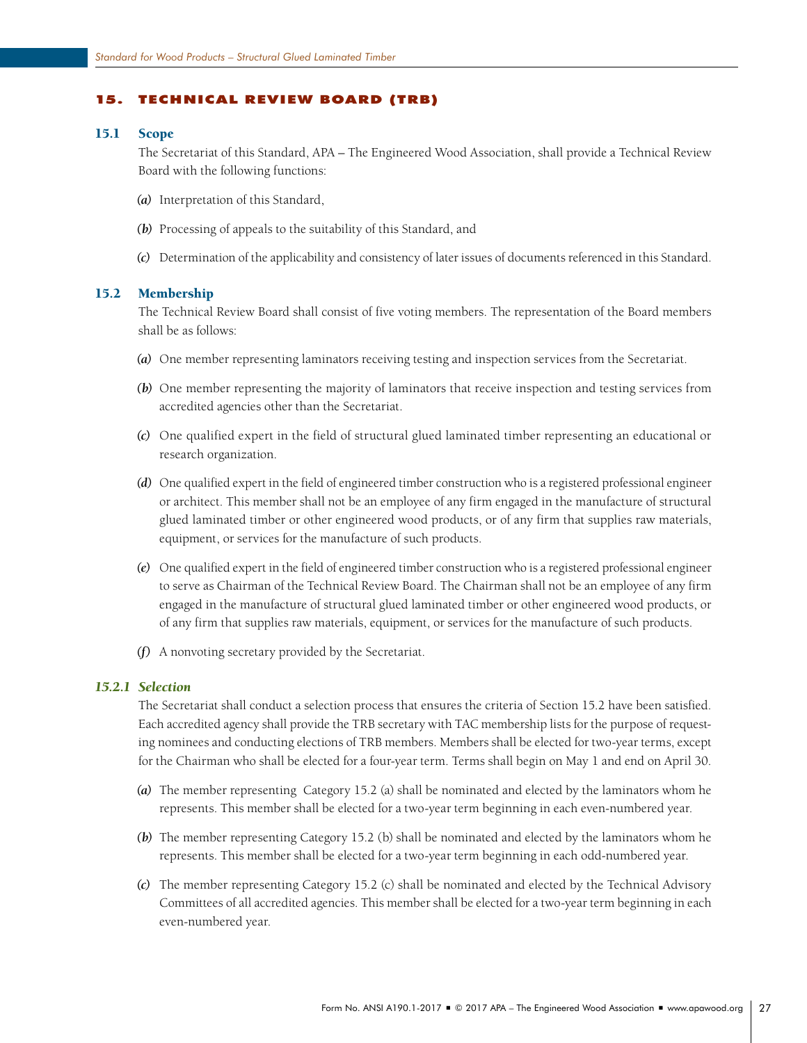## 15. TECHNICAL REVIEW BOARD (TRB)

### 15.1 Scope

The Secretariat of this Standard, APA – The Engineered Wood Association, shall provide a Technical Review Board with the following functions:

*(a)* Interpretation of this Standard,

*(b)* Processing of appeals to the suitability of this Standard, and

*(c)* Determination of the applicability and consistency of later issues of documents referenced in this Standard.

### 15.2 Membership

The Technical Review Board shall consist of five voting members. The representation of the Board members shall be as follows:

*(a)* One member representing laminators receiving testing and inspection services from the Secretariat.

*(b)* One member representing the majority of laminators that receive inspection and testing services from accredited agencies other than the Secretariat.

*(c)* One qualified expert in the field of structural glued laminated timber representing an educational or research organization.

*(d)* One qualified expert in the field of engineered timber construction who is a registered professional engineer or architect. This member shall not be an employee of any firm engaged in the manufacture of structural glued laminated timber or other engineered wood products, or of any firm that supplies raw materials, equipment, or services for the manufacture of such products.

*(e)* One qualified expert in the field of engineered timber construction who is a registered professional engineer to serve as Chairman of the Technical Review Board. The Chairman shall not be an employee of any firm engaged in the manufacture of structural glued laminated timber or other engineered wood products, or of any firm that supplies raw materials, equipment, or services for the manufacture of such products.

*(f)* A nonvoting secretary provided by the Secretariat.

#### *15.2.1 Selection*

The Secretariat shall conduct a selection process that ensures the criteria of Section 15.2 have been satisfied. Each accredited agency shall provide the TRB secretary with TAC membership lists for the purpose of requesting nominees and conducting elections of TRB members. Members shall be elected for two-year terms, except for the Chairman who shall be elected for a four-year term. Terms shall begin on May 1 and end on April 30.

*(a)* The member representing Category 15.2 (a) shall be nominated and elected by the laminators whom he represents. This member shall be elected for a two-year term beginning in each even-numbered year.

*(b)* The member representing Category 15.2 (b) shall be nominated and elected by the laminators whom he represents. This member shall be elected for a two-year term beginning in each odd-numbered year.

*(c)* The member representing Category 15.2 (c) shall be nominated and elected by the Technical Advisory Committees of all accredited agencies. This member shall be elected for a two-year term beginning in each even-numbered year.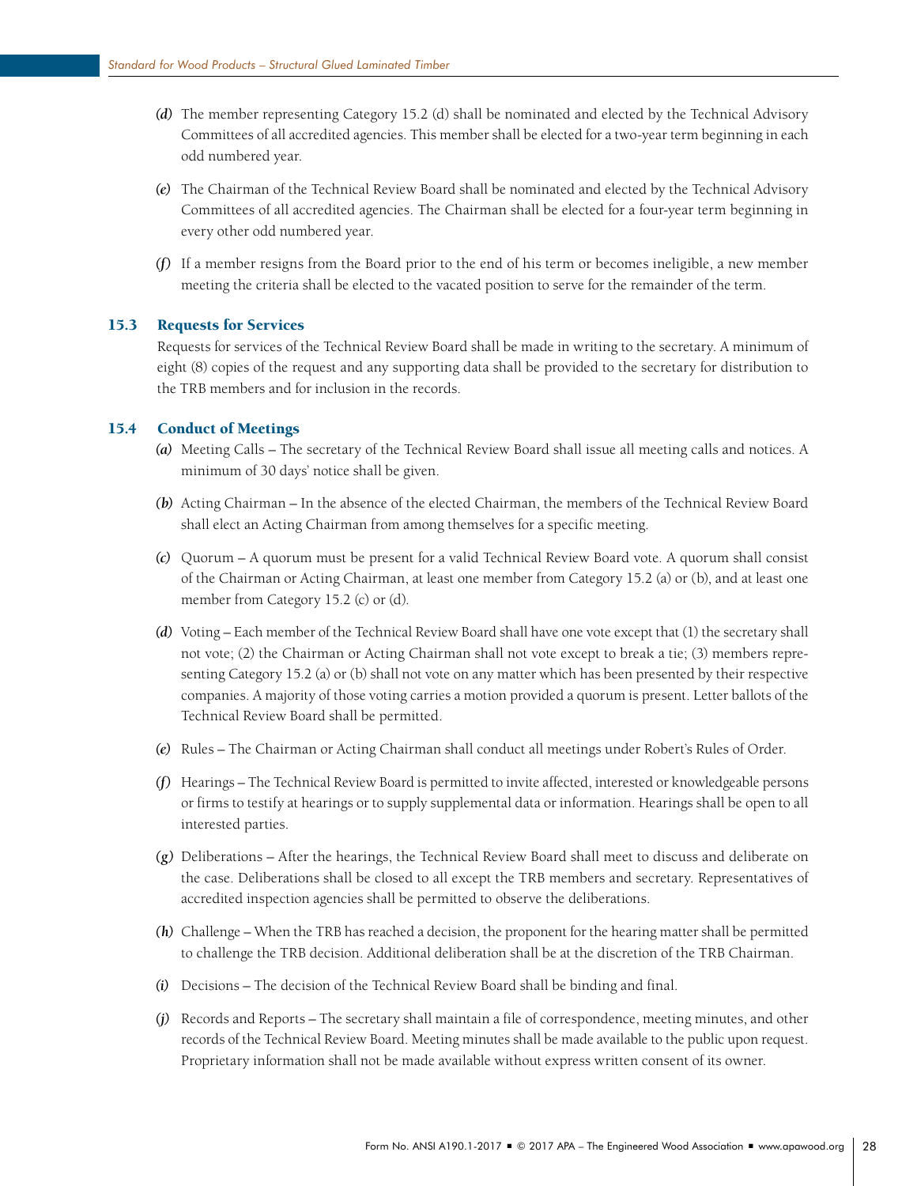*(d)* The member representing Category 15.2 (d) shall be nominated and elected by the Technical Advisory Committees of all accredited agencies. This member shall be elected for a two-year term beginning in each odd numbered year.

*(e)* The Chairman of the Technical Review Board shall be nominated and elected by the Technical Advisory Committees of all accredited agencies. The Chairman shall be elected for a four-year term beginning in every other odd numbered year.

*(f)* If a member resigns from the Board prior to the end of his term or becomes ineligible, a new member meeting the criteria shall be elected to the vacated position to serve for the remainder of the term.

## 15.3 Requests for Services

Requests for services of the Technical Review Board shall be made in writing to the secretary. A minimum of eight (8) copies of the request and any supporting data shall be provided to the secretary for distribution to the TRB members and for inclusion in the records.

## 15.4 Conduct of Meetings

*(a)* Meeting Calls – The secretary of the Technical Review Board shall issue all meeting calls and notices. A minimum of 30 days' notice shall be given.

*(b)* Acting Chairman – In the absence of the elected Chairman, the members of the Technical Review Board shall elect an Acting Chairman from among themselves for a specific meeting.

*(c)* Quorum – A quorum must be present for a valid Technical Review Board vote. A quorum shall consist of the Chairman or Acting Chairman, at least one member from Category 15.2 (a) or (b), and at least one member from Category 15.2 (c) or (d).

*(d)* Voting – Each member of the Technical Review Board shall have one vote except that (1) the secretary shall not vote; (2) the Chairman or Acting Chairman shall not vote except to break a tie; (3) members representing Category 15.2 (a) or (b) shall not vote on any matter which has been presented by their respective companies. A majority of those voting carries a motion provided a quorum is present. Letter ballots of the Technical Review Board shall be permitted.

*(e)* Rules – The Chairman or Acting Chairman shall conduct all meetings under Robert's Rules of Order.

*(f)* Hearings – The Technical Review Board is permitted to invite affected, interested or knowledgeable persons or firms to testify at hearings or to supply supplemental data or information. Hearings shall be open to all interested parties.

*(g)* Deliberations – After the hearings, the Technical Review Board shall meet to discuss and deliberate on the case. Deliberations shall be closed to all except the TRB members and secretary. Representatives of accredited inspection agencies shall be permitted to observe the deliberations.

*(h)* Challenge – When the TRB has reached a decision, the proponent for the hearing matter shall be permitted to challenge the TRB decision. Additional deliberation shall be at the discretion of the TRB Chairman.

*(i)* Decisions – The decision of the Technical Review Board shall be binding and final.

*(j)* Records and Reports – The secretary shall maintain a file of correspondence, meeting minutes, and other records of the Technical Review Board. Meeting minutes shall be made available to the public upon request. Proprietary information shall not be made available without express written consent of its owner.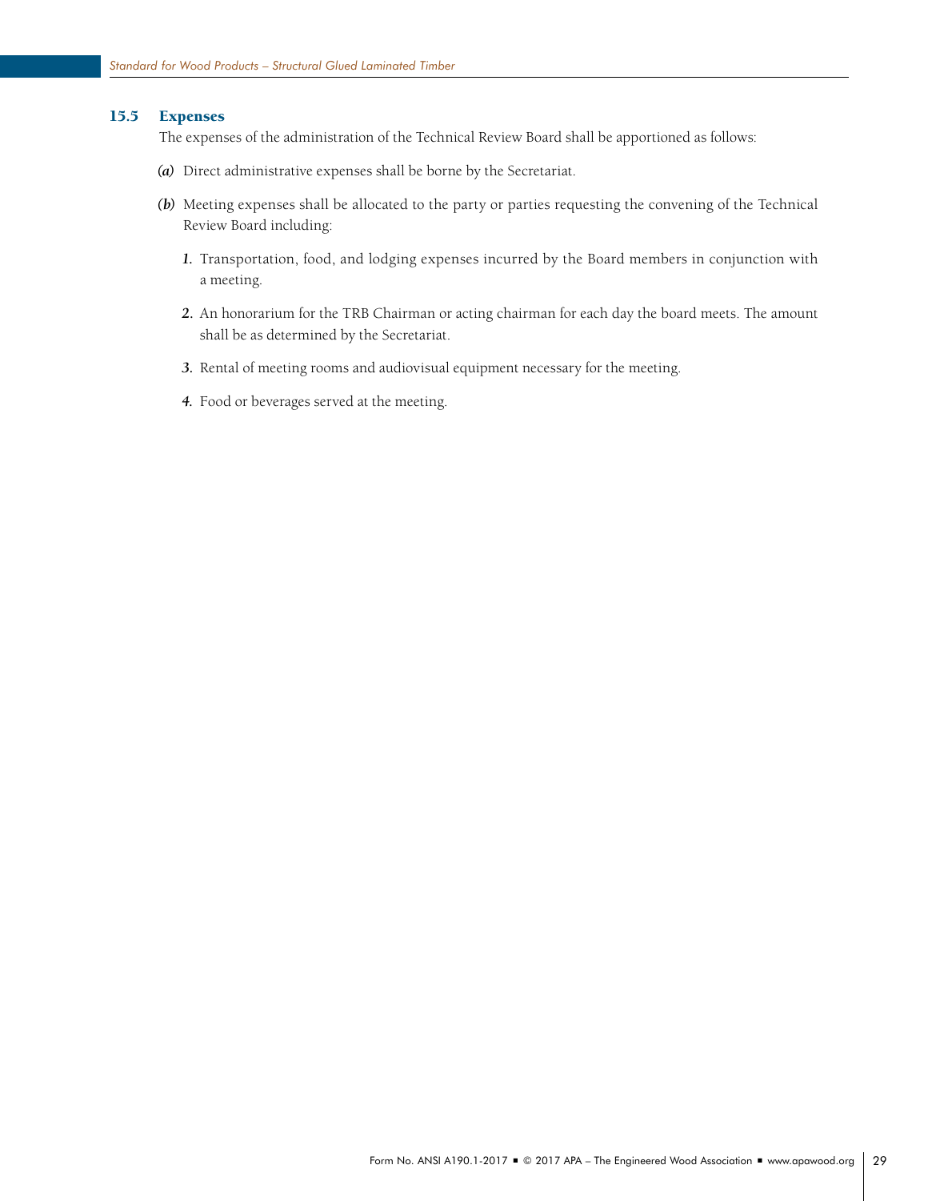### 15.5 Expenses

The expenses of the administration of the Technical Review Board shall be apportioned as follows:

*(a)* Direct administrative expenses shall be borne by the Secretariat.

*(b)* Meeting expenses shall be allocated to the party or parties requesting the convening of the Technical Review Board including:

*1.* Transportation, food, and lodging expenses incurred by the Board members in conjunction with a meeting.

*2.* An honorarium for the TRB Chairman or acting chairman for each day the board meets. The amount shall be as determined by the Secretariat.

*3.* Rental of meeting rooms and audiovisual equipment necessary for the meeting.

*4.* Food or beverages served at the meeting.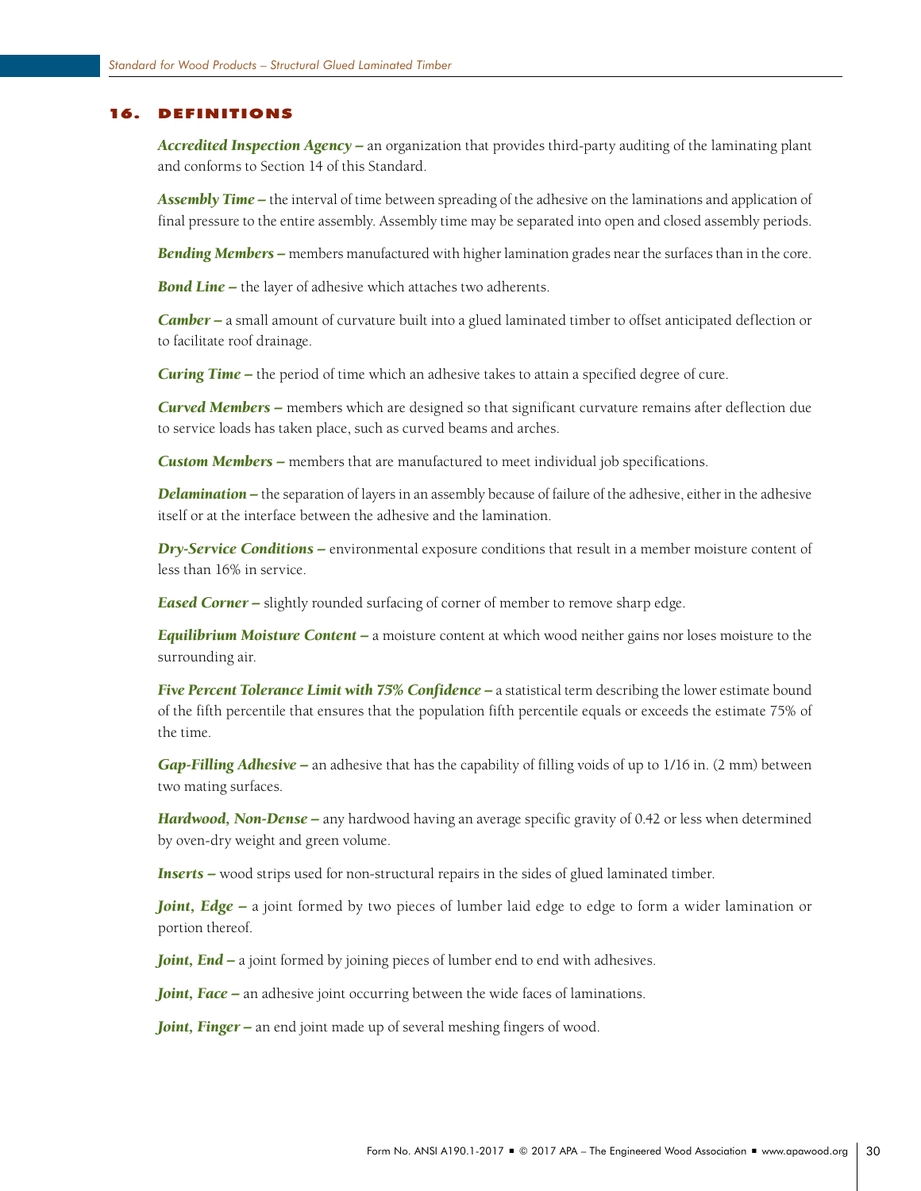## 16. DEFINITIONS

***Accredited Inspection Agency*** – an organization that provides third-party auditing of the laminating plant and conforms to Section 14 of this Standard.

***Assembly Time*** – the interval of time between spreading of the adhesive on the laminations and application of final pressure to the entire assembly. Assembly time may be separated into open and closed assembly periods.

***Bending Members*** – members manufactured with higher lamination grades near the surfaces than in the core.

***Bond Line*** – the layer of adhesive which attaches two adherents.

***Camber*** – a small amount of curvature built into a glued laminated timber to offset anticipated deflection or to facilitate roof drainage.

***Curing Time*** – the period of time which an adhesive takes to attain a specified degree of cure.

***Curved Members*** – members which are designed so that significant curvature remains after deflection due to service loads has taken place, such as curved beams and arches.

***Custom Members*** – members that are manufactured to meet individual job specifications.

***Delamination*** – the separation of layers in an assembly because of failure of the adhesive, either in the adhesive itself or at the interface between the adhesive and the lamination.

***Dry-Service Conditions*** – environmental exposure conditions that result in a member moisture content of less than 16% in service.

***Eased Corner*** – slightly rounded surfacing of corner of member to remove sharp edge.

***Equilibrium Moisture Content*** – a moisture content at which wood neither gains nor loses moisture to the surrounding air.

***Five Percent Tolerance Limit with 75% Confidence*** – a statistical term describing the lower estimate bound of the fifth percentile that ensures that the population fifth percentile equals or exceeds the estimate 75% of the time.

***Gap-Filling Adhesive*** – an adhesive that has the capability of filling voids of up to 1/16 in. (2 mm) between two mating surfaces.

***Hardwood, Non-Dense*** – any hardwood having an average specific gravity of 0.42 or less when determined by oven-dry weight and green volume.

***Inserts*** – wood strips used for non-structural repairs in the sides of glued laminated timber.

***Joint, Edge*** – a joint formed by two pieces of lumber laid edge to edge to form a wider lamination or portion thereof.

***Joint, End*** – a joint formed by joining pieces of lumber end to end with adhesives.

***Joint, Face*** – an adhesive joint occurring between the wide faces of laminations.

***Joint, Finger*** – an end joint made up of several meshing fingers of wood.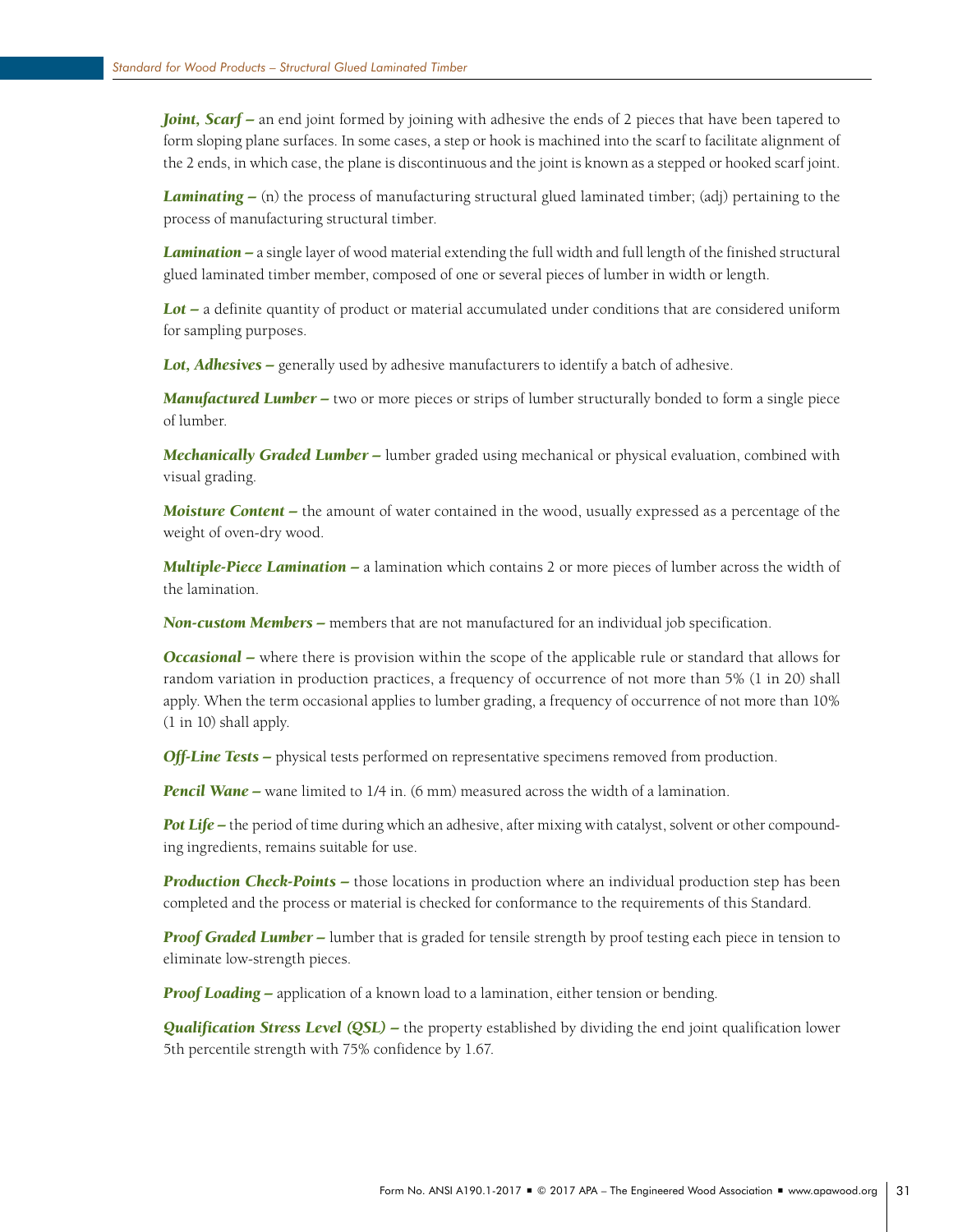***Joint, Scarf –*** an end joint formed by joining with adhesive the ends of 2 pieces that have been tapered to form sloping plane surfaces. In some cases, a step or hook is machined into the scarf to facilitate alignment of the 2 ends, in which case, the plane is discontinuous and the joint is known as a stepped or hooked scarf joint.

***Laminating –*** (n) the process of manufacturing structural glued laminated timber; (adj) pertaining to the process of manufacturing structural timber.

***Lamination –*** a single layer of wood material extending the full width and full length of the finished structural glued laminated timber member, composed of one or several pieces of lumber in width or length.

***Lot –*** a definite quantity of product or material accumulated under conditions that are considered uniform for sampling purposes.

***Lot, Adhesives –*** generally used by adhesive manufacturers to identify a batch of adhesive.

***Manufactured Lumber –*** two or more pieces or strips of lumber structurally bonded to form a single piece of lumber.

***Mechanically Graded Lumber –*** lumber graded using mechanical or physical evaluation, combined with visual grading.

***Moisture Content –*** the amount of water contained in the wood, usually expressed as a percentage of the weight of oven-dry wood.

***Multiple-Piece Lamination –*** a lamination which contains 2 or more pieces of lumber across the width of the lamination.

***Non-custom Members –*** members that are not manufactured for an individual job specification.

***Occasional –*** where there is provision within the scope of the applicable rule or standard that allows for random variation in production practices, a frequency of occurrence of not more than 5% (1 in 20) shall apply. When the term occasional applies to lumber grading, a frequency of occurrence of not more than 10% (1 in 10) shall apply.

***Off-Line Tests –*** physical tests performed on representative specimens removed from production.

***Pencil Wane –*** wane limited to 1/4 in. (6 mm) measured across the width of a lamination.

***Pot Life –*** the period of time during which an adhesive, after mixing with catalyst, solvent or other compounding ingredients, remains suitable for use.

***Production Check-Points –*** those locations in production where an individual production step has been completed and the process or material is checked for conformance to the requirements of this Standard.

***Proof Graded Lumber –*** lumber that is graded for tensile strength by proof testing each piece in tension to eliminate low-strength pieces.

***Proof Loading –*** application of a known load to a lamination, either tension or bending.

***Qualification Stress Level (QSL) –*** the property established by dividing the end joint qualification lower 5th percentile strength with 75% confidence by 1.67.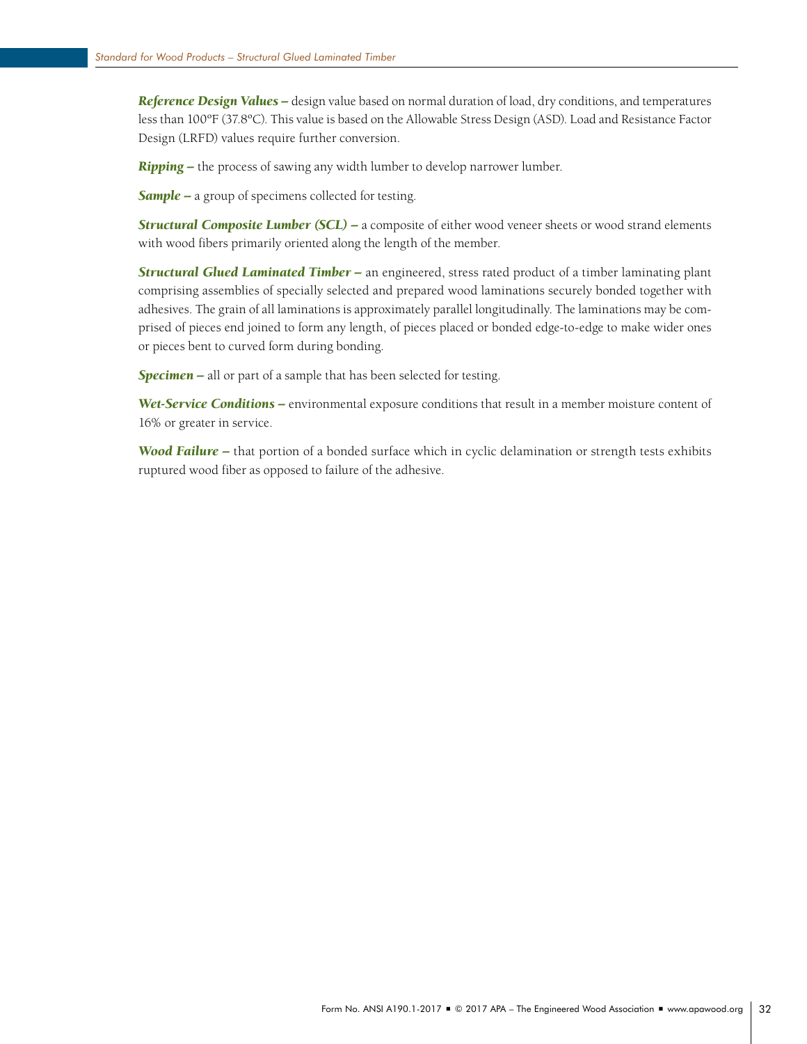***Reference Design Values –*** design value based on normal duration of load, dry conditions, and temperatures less than 100°F (37.8°C). This value is based on the Allowable Stress Design (ASD). Load and Resistance Factor Design (LRFD) values require further conversion.

***Ripping –*** the process of sawing any width lumber to develop narrower lumber.

***Sample –*** a group of specimens collected for testing.

***Structural Composite Lumber (SCL) –*** a composite of either wood veneer sheets or wood strand elements with wood fibers primarily oriented along the length of the member.

***Structural Glued Laminated Timber –*** an engineered, stress rated product of a timber laminating plant comprising assemblies of specially selected and prepared wood laminations securely bonded together with adhesives. The grain of all laminations is approximately parallel longitudinally. The laminations may be comprised of pieces end joined to form any length, of pieces placed or bonded edge-to-edge to make wider ones or pieces bent to curved form during bonding.

***Specimen –*** all or part of a sample that has been selected for testing.

***Wet-Service Conditions –*** environmental exposure conditions that result in a member moisture content of 16% or greater in service.

***Wood Failure –*** that portion of a bonded surface which in cyclic delamination or strength tests exhibits ruptured wood fiber as opposed to failure of the adhesive.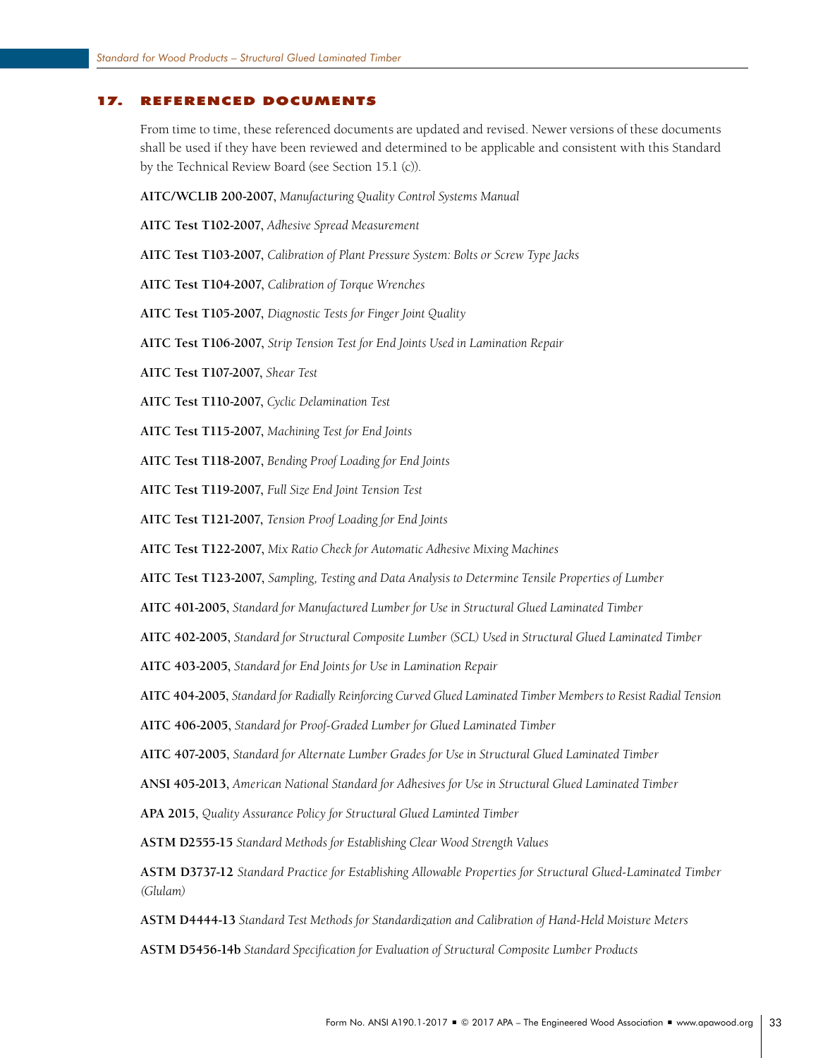## 17. REFERENCED DOCUMENTS

From time to time, these referenced documents are updated and revised. Newer versions of these documents shall be used if they have been reviewed and determined to be applicable and consistent with this Standard by the Technical Review Board (see Section 15.1 (c)).

**AITC/WCLIB 200-2007**, *Manufacturing Quality Control Systems Manual*

**AITC Test T102-2007**, *Adhesive Spread Measurement*

**AITC Test T103-2007**, *Calibration of Plant Pressure System: Bolts or Screw Type Jacks*

**AITC Test T104-2007**, *Calibration of Torque Wrenches*

**AITC Test T105-2007**, *Diagnostic Tests for Finger Joint Quality*

**AITC Test T106-2007**, *Strip Tension Test for End Joints Used in Lamination Repair*

**AITC Test T107-2007**, *Shear Test*

**AITC Test T110-2007**, *Cyclic Delamination Test*

**AITC Test T115-2007**, *Machining Test for End Joints*

**AITC Test T118-2007**, *Bending Proof Loading for End Joints*

**AITC Test T119-2007**, *Full Size End Joint Tension Test*

**AITC Test T121-2007**, *Tension Proof Loading for End Joints*

**AITC Test T122-2007**, *Mix Ratio Check for Automatic Adhesive Mixing Machines*

**AITC Test T123-2007**, *Sampling, Testing and Data Analysis to Determine Tensile Properties of Lumber*

**AITC 401-2005**, *Standard for Manufactured Lumber for Use in Structural Glued Laminated Timber*

**AITC 402-2005**, *Standard for Structural Composite Lumber (SCL) Used in Structural Glued Laminated Timber*

**AITC 403-2005**, *Standard for End Joints for Use in Lamination Repair*

**AITC 404-2005**, *Standard for Radially Reinforcing Curved Glued Laminated Timber Members to Resist Radial Tension*

**AITC 406-2005**, *Standard for Proof-Graded Lumber for Glued Laminated Timber*

**AITC 407-2005**, *Standard for Alternate Lumber Grades for Use in Structural Glued Laminated Timber*

**ANSI 405-2013**, *American National Standard for Adhesives for Use in Structural Glued Laminated Timber*

**APA 2015**, *Quality Assurance Policy for Structural Glued Laminted Timber*

**ASTM D2555-15** *Standard Methods for Establishing Clear Wood Strength Values*

**ASTM D3737-12** *Standard Practice for Establishing Allowable Properties for Structural Glued-Laminated Timber (Glulam)*

**ASTM D4444-13** *Standard Test Methods for Standardization and Calibration of Hand-Held Moisture Meters*

**ASTM D5456-14b** *Standard Specification for Evaluation of Structural Composite Lumber Products*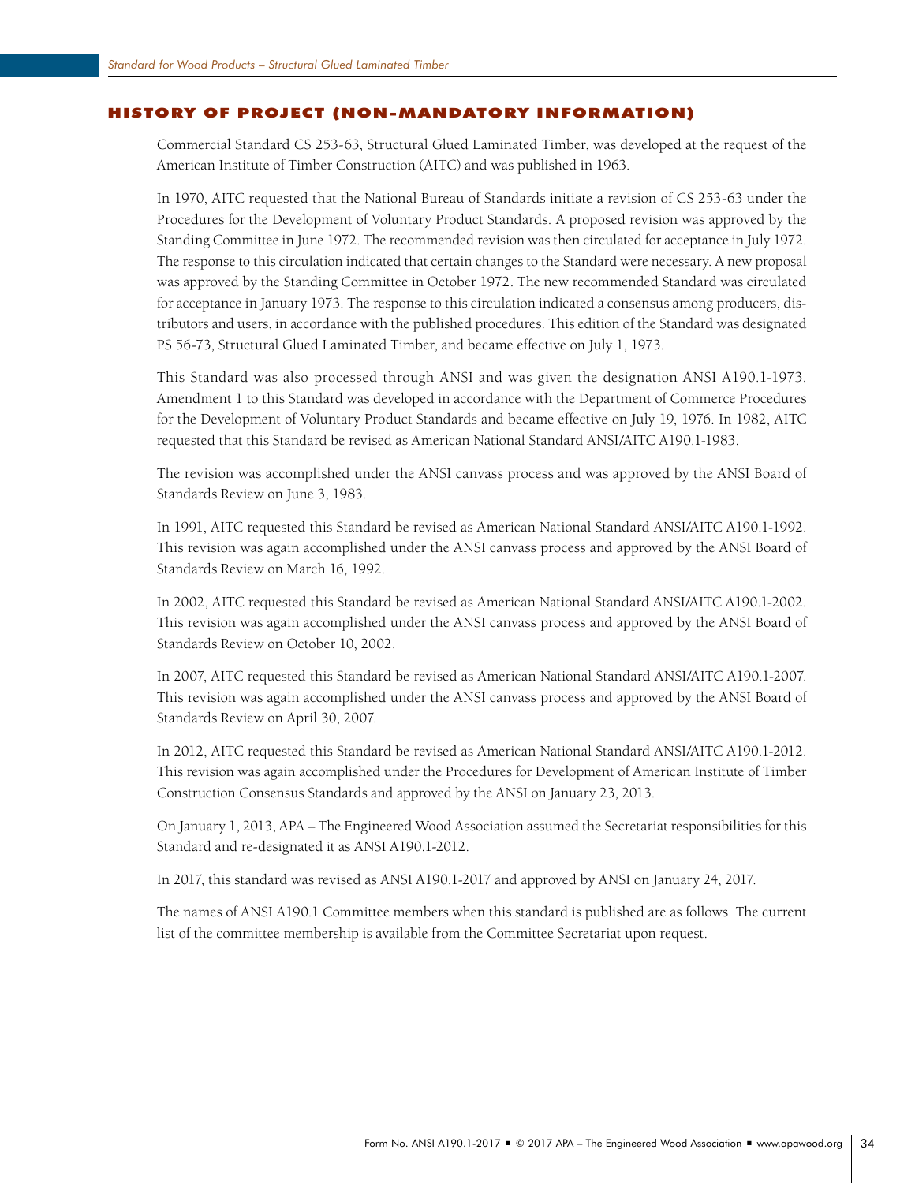## HISTORY OF PROJECT (NON-MANDATORY INFORMATION)

Commercial Standard CS 253-63, Structural Glued Laminated Timber, was developed at the request of the American Institute of Timber Construction (AITC) and was published in 1963.

In 1970, AITC requested that the National Bureau of Standards initiate a revision of CS 253-63 under the Procedures for the Development of Voluntary Product Standards. A proposed revision was approved by the Standing Committee in June 1972. The recommended revision was then circulated for acceptance in July 1972. The response to this circulation indicated that certain changes to the Standard were necessary. A new proposal was approved by the Standing Committee in October 1972. The new recommended Standard was circulated for acceptance in January 1973. The response to this circulation indicated a consensus among producers, distributors and users, in accordance with the published procedures. This edition of the Standard was designated PS 56-73, Structural Glued Laminated Timber, and became effective on July 1, 1973.

This Standard was also processed through ANSI and was given the designation ANSI A190.1-1973. Amendment 1 to this Standard was developed in accordance with the Department of Commerce Procedures for the Development of Voluntary Product Standards and became effective on July 19, 1976. In 1982, AITC requested that this Standard be revised as American National Standard ANSI/AITC A190.1-1983.

The revision was accomplished under the ANSI canvass process and was approved by the ANSI Board of Standards Review on June 3, 1983.

In 1991, AITC requested this Standard be revised as American National Standard ANSI/AITC A190.1-1992. This revision was again accomplished under the ANSI canvass process and approved by the ANSI Board of Standards Review on March 16, 1992.

In 2002, AITC requested this Standard be revised as American National Standard ANSI/AITC A190.1-2002. This revision was again accomplished under the ANSI canvass process and approved by the ANSI Board of Standards Review on October 10, 2002.

In 2007, AITC requested this Standard be revised as American National Standard ANSI/AITC A190.1-2007. This revision was again accomplished under the ANSI canvass process and approved by the ANSI Board of Standards Review on April 30, 2007.

In 2012, AITC requested this Standard be revised as American National Standard ANSI/AITC A190.1-2012. This revision was again accomplished under the Procedures for Development of American Institute of Timber Construction Consensus Standards and approved by the ANSI on January 23, 2013.

On January 1, 2013, APA – The Engineered Wood Association assumed the Secretariat responsibilities for this Standard and re-designated it as ANSI A190.1-2012.

In 2017, this standard was revised as ANSI A190.1-2017 and approved by ANSI on January 24, 2017.

The names of ANSI A190.1 Committee members when this standard is published are as follows. The current list of the committee membership is available from the Committee Secretariat upon request.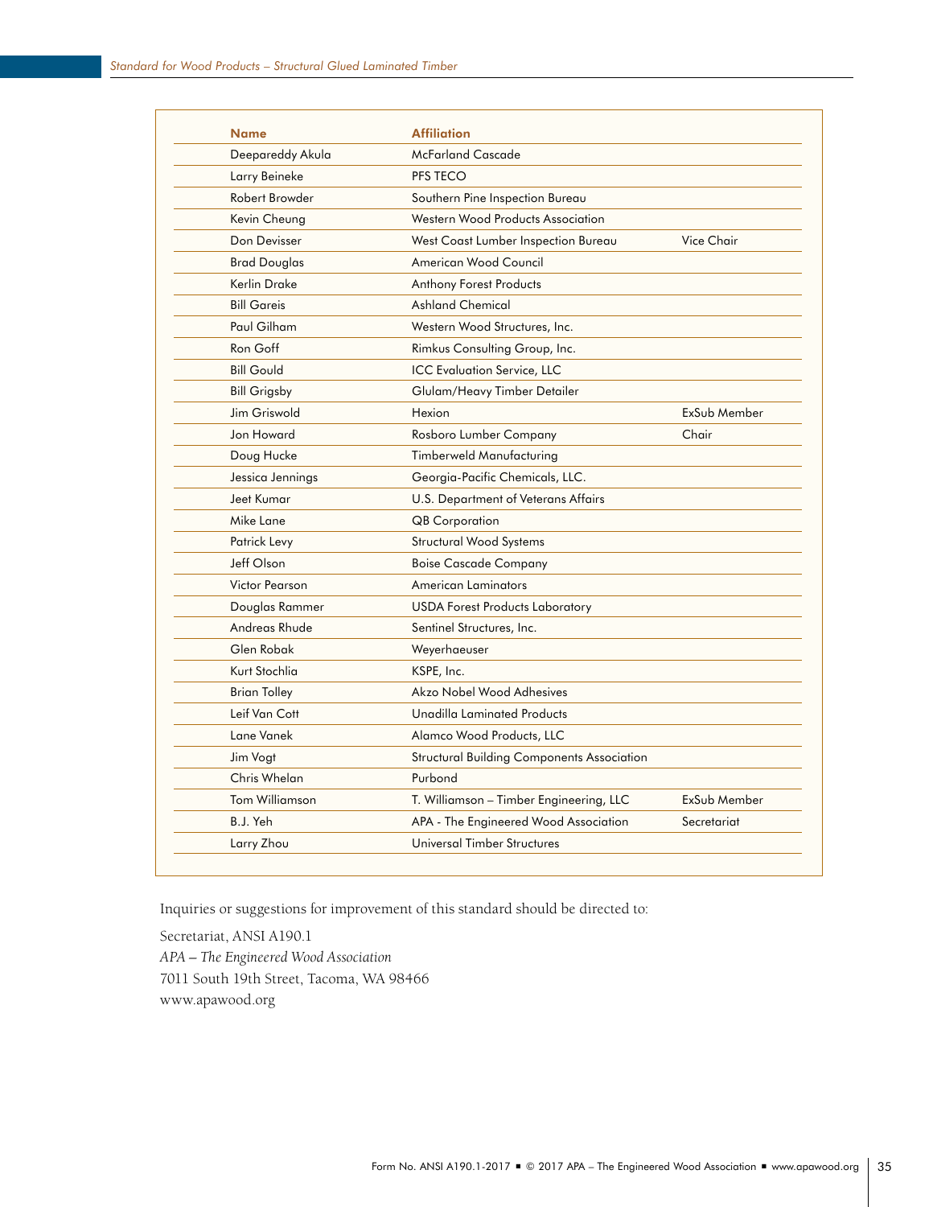| Name | Affiliation | |
|---|---|---|
| Deepareddy Akula | McFarland Cascade | |
| Larry Beineke | PFS TECO | |
| Robert Browder | Southern Pine Inspection Bureau | |
| Kevin Cheung | Western Wood Products Association | |
| Don Devisser | West Coast Lumber Inspection Bureau | Vice Chair |
| Brad Douglas | American Wood Council | |
| Kerlin Drake | Anthony Forest Products | |
| Bill Gareis | Ashland Chemical | |
| Paul Gilham | Western Wood Structures, Inc. | |
| Ron Goff | Rimkus Consulting Group, Inc. | |
| Bill Gould | ICC Evaluation Service, LLC | |
| Bill Grigsby | Glulam/Heavy Timber Detailer | |
| Jim Griswold | Hexion | ExSub Member |
| Jon Howard | Rosboro Lumber Company | Chair |
| Doug Hucke | Timberweld Manufacturing | |
| Jessica Jennings | Georgia-Pacific Chemicals, LLC. | |
| Jeet Kumar | U.S. Department of Veterans Affairs | |
| Mike Lane | QB Corporation | |
| Patrick Levy | Structural Wood Systems | |
| Jeff Olson | Boise Cascade Company | |
| Victor Pearson | American Laminators | |
| Douglas Rammer | USDA Forest Products Laboratory | |
| Andreas Rhude | Sentinel Structures, Inc. | |
| Glen Robak | Weyerhaeuser | |
| Kurt Stochlia | KSPE, Inc. | |
| Brian Tolley | Akzo Nobel Wood Adhesives | |
| Leif Van Cott | Unadilla Laminated Products | |
| Lane Vanek | Alamco Wood Products, LLC | |
| Jim Vogt | Structural Building Components Association | |
| Chris Whelan | Purbond | |
| Tom Williamson | T. Williamson – Timber Engineering, LLC | ExSub Member |
| B.J. Yeh | APA - The Engineered Wood Association | Secretariat |
| Larry Zhou | Universal Timber Structures | |

Inquiries or suggestions for improvement of this standard should be directed to:

Secretariat, ANSI A190.1
*APA – The Engineered Wood Association*
7011 South 19th Street, Tacoma, WA 98466
www.apawood.org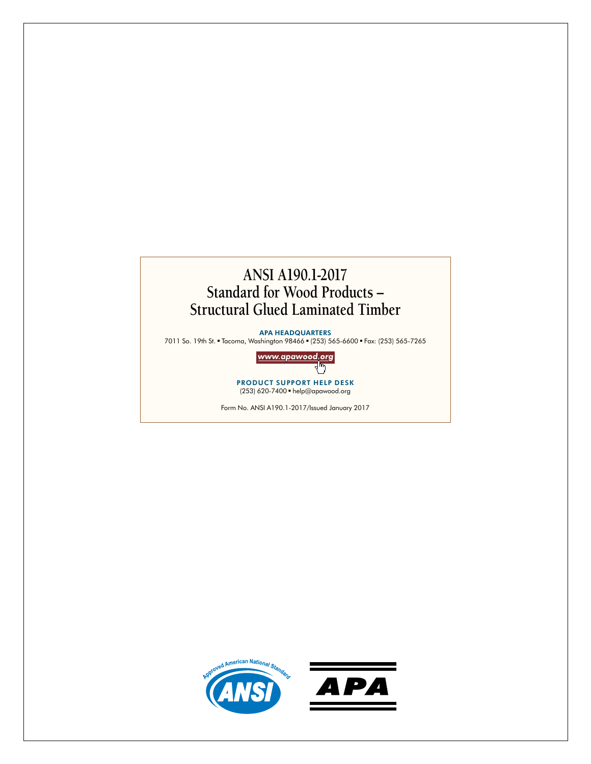# ANSI A190.1-2017
# Standard for Wood Products –
# Structural Glued Laminated Timber

**APA HEADQUARTERS**

7011 So. 19th St. ▪ Tacoma, Washington 98466 ▪ (253) 565-6600 ▪ Fax: (253) 565-7265

www.apawood.org

**PRODUCT SUPPORT HELP DESK**

(253) 620-7400 ▪ help@apawood.org

Form No. ANSI A190.1-2017/Issued January 2017

Approved American National Standard

ANSI

APA